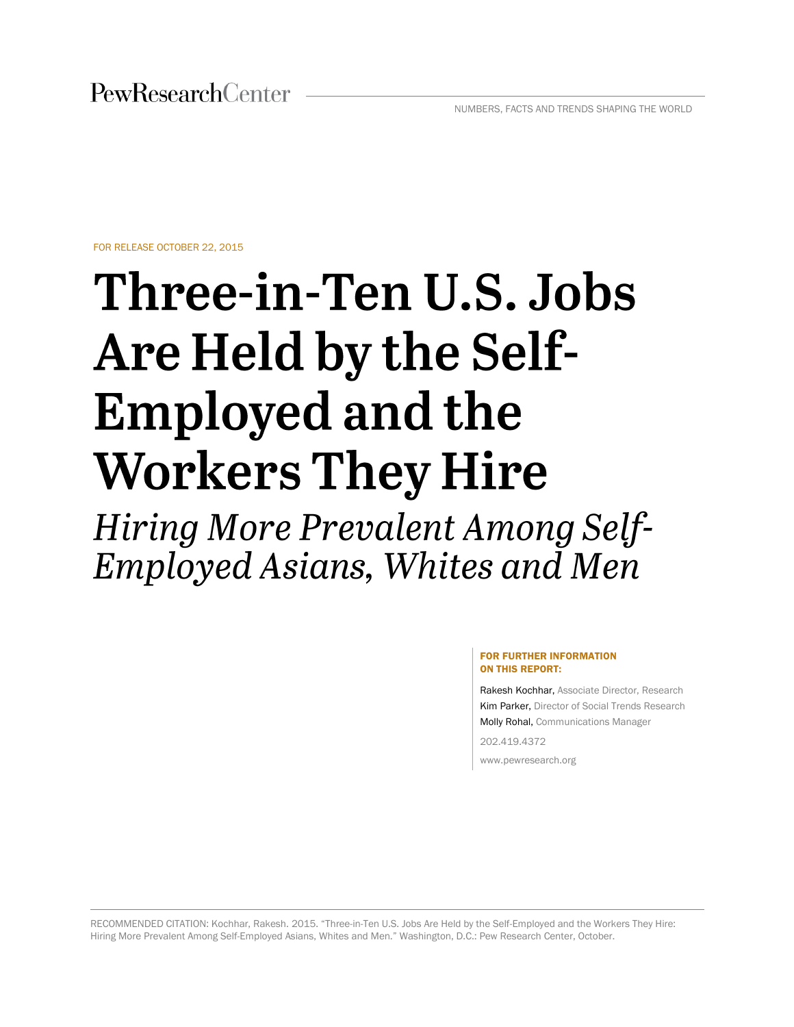PewResearchCenter

NUMBERS, FACTS AND TRENDS SHAPING THE WORLD

FOR RELEASE OCTOBER 22, 2015

# Three-in-Ten U.S. Jobs Are Held by the Self-Employed and the Workers They Hire

## *Hiring More Prevalent Among Self-Employed Asians, Whites and Men*

**FOR FURTHER INFORMATION ON THIS REPORT:**

Rakesh Kochhar, Associate Director, Research
Kim Parker, Director of Social Trends Research
Molly Rohal, Communications Manager

202.419.4372

www.pewresearch.org

RECOMMENDED CITATION: Kochhar, Rakesh. 2015. "Three-in-Ten U.S. Jobs Are Held by the Self-Employed and the Workers They Hire: Hiring More Prevalent Among Self-Employed Asians, Whites and Men." Washington, D.C.: Pew Research Center, October.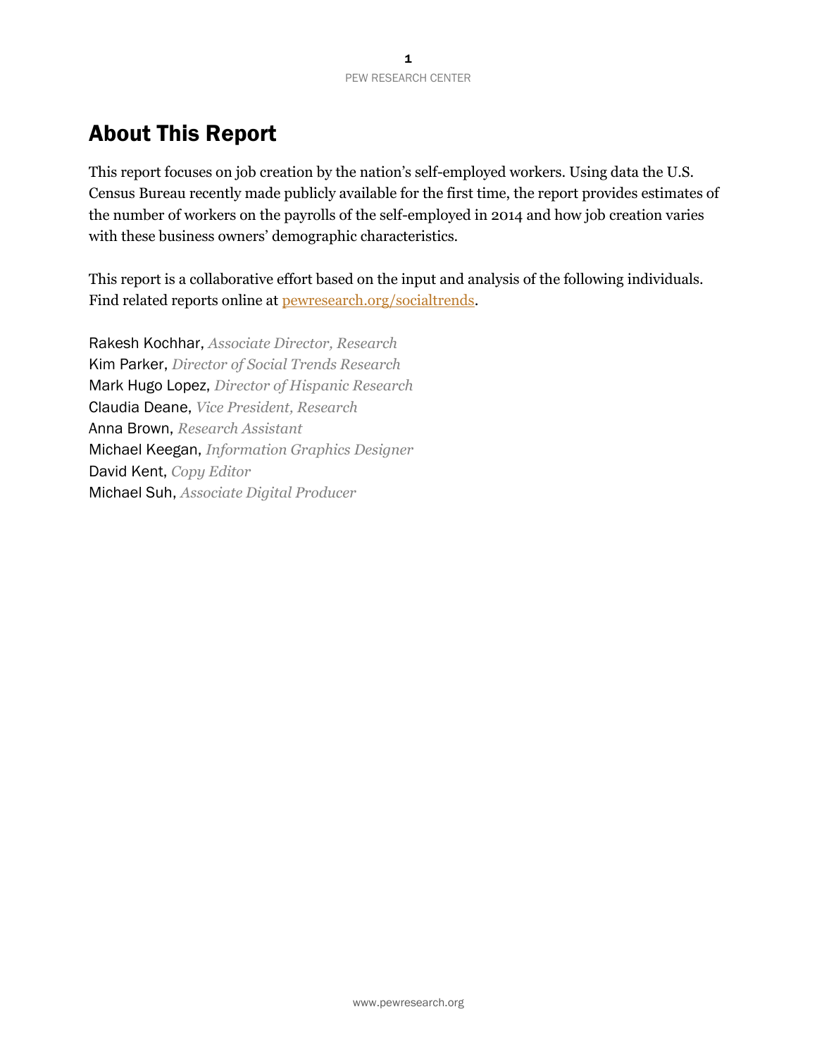# About This Report

This report focuses on job creation by the nation's self-employed workers. Using data the U.S. Census Bureau recently made publicly available for the first time, the report provides estimates of the number of workers on the payrolls of the self-employed in 2014 and how job creation varies with these business owners' demographic characteristics.

This report is a collaborative effort based on the input and analysis of the following individuals. Find related reports online at [pewresearch.org/socialtrends](pewresearch.org/socialtrends).

Rakesh Kochhar, *Associate Director, Research*
Kim Parker, *Director of Social Trends Research*
Mark Hugo Lopez, *Director of Hispanic Research*
Claudia Deane, *Vice President, Research*
Anna Brown, *Research Assistant*
Michael Keegan, *Information Graphics Designer*
David Kent, *Copy Editor*
Michael Suh, *Associate Digital Producer*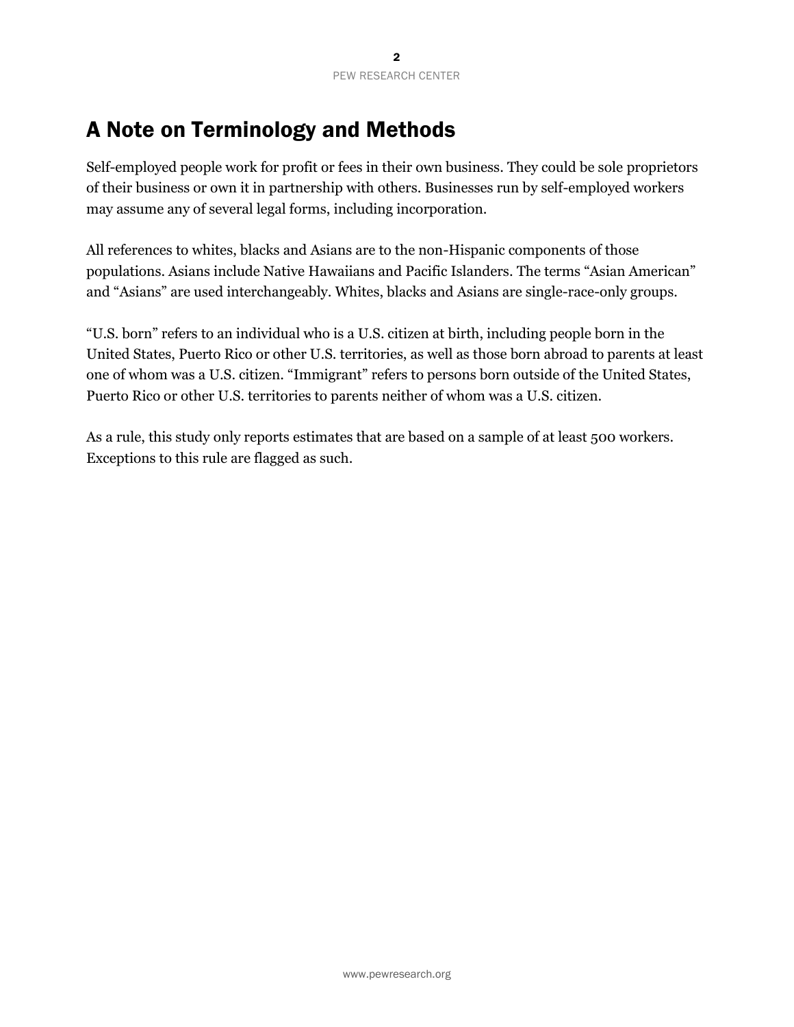# A Note on Terminology and Methods

Self-employed people work for profit or fees in their own business. They could be sole proprietors of their business or own it in partnership with others. Businesses run by self-employed workers may assume any of several legal forms, including incorporation.

All references to whites, blacks and Asians are to the non-Hispanic components of those populations. Asians include Native Hawaiians and Pacific Islanders. The terms “Asian American” and “Asians” are used interchangeably. Whites, blacks and Asians are single-race-only groups.

“U.S. born” refers to an individual who is a U.S. citizen at birth, including people born in the United States, Puerto Rico or other U.S. territories, as well as those born abroad to parents at least one of whom was a U.S. citizen. “Immigrant” refers to persons born outside of the United States, Puerto Rico or other U.S. territories to parents neither of whom was a U.S. citizen.

As a rule, this study only reports estimates that are based on a sample of at least 500 workers. Exceptions to this rule are flagged as such.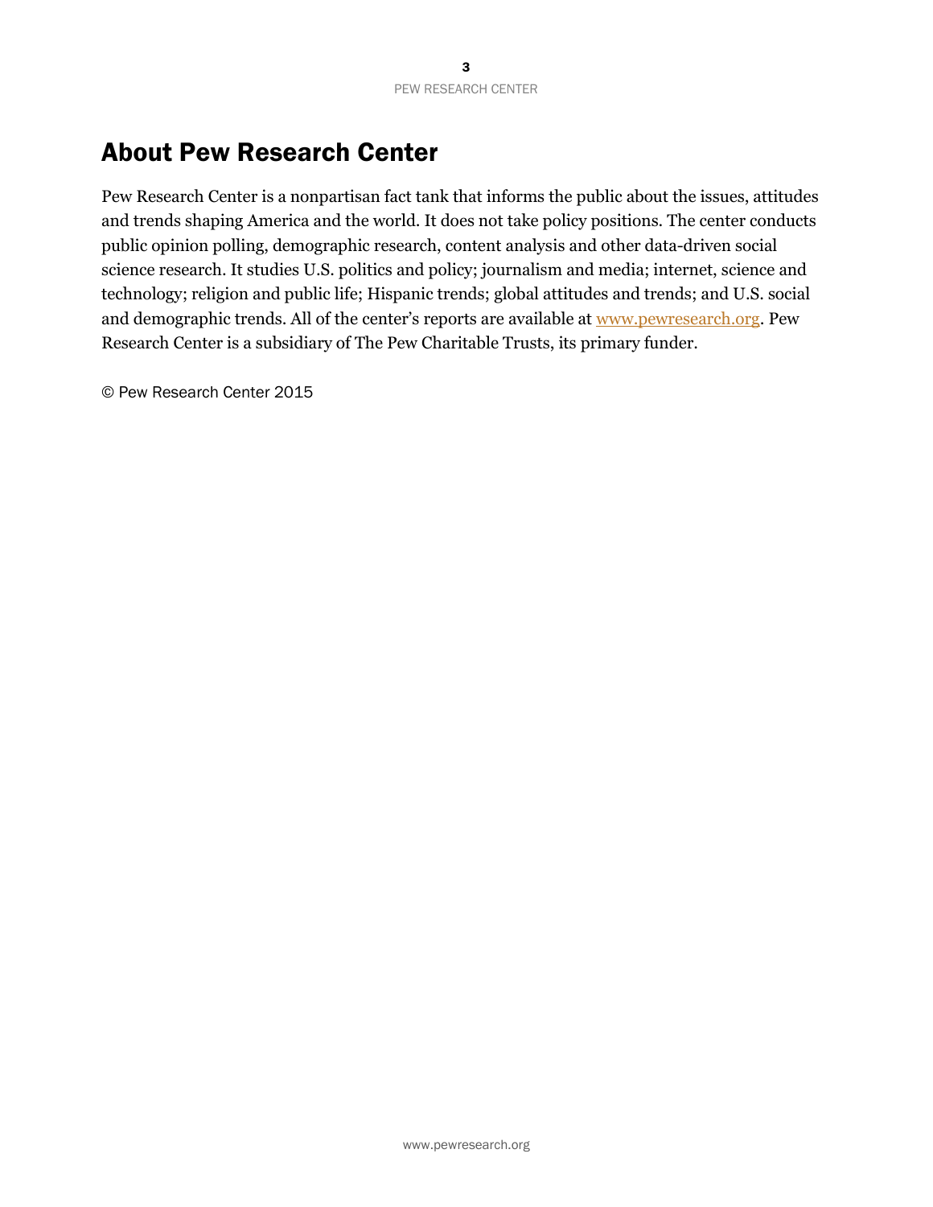# About Pew Research Center

Pew Research Center is a nonpartisan fact tank that informs the public about the issues, attitudes and trends shaping America and the world. It does not take policy positions. The center conducts public opinion polling, demographic research, content analysis and other data-driven social science research. It studies U.S. politics and policy; journalism and media; internet, science and technology; religion and public life; Hispanic trends; global attitudes and trends; and U.S. social and demographic trends. All of the center's reports are available at www.pewresearch.org. Pew Research Center is a subsidiary of The Pew Charitable Trusts, its primary funder.

© Pew Research Center 2015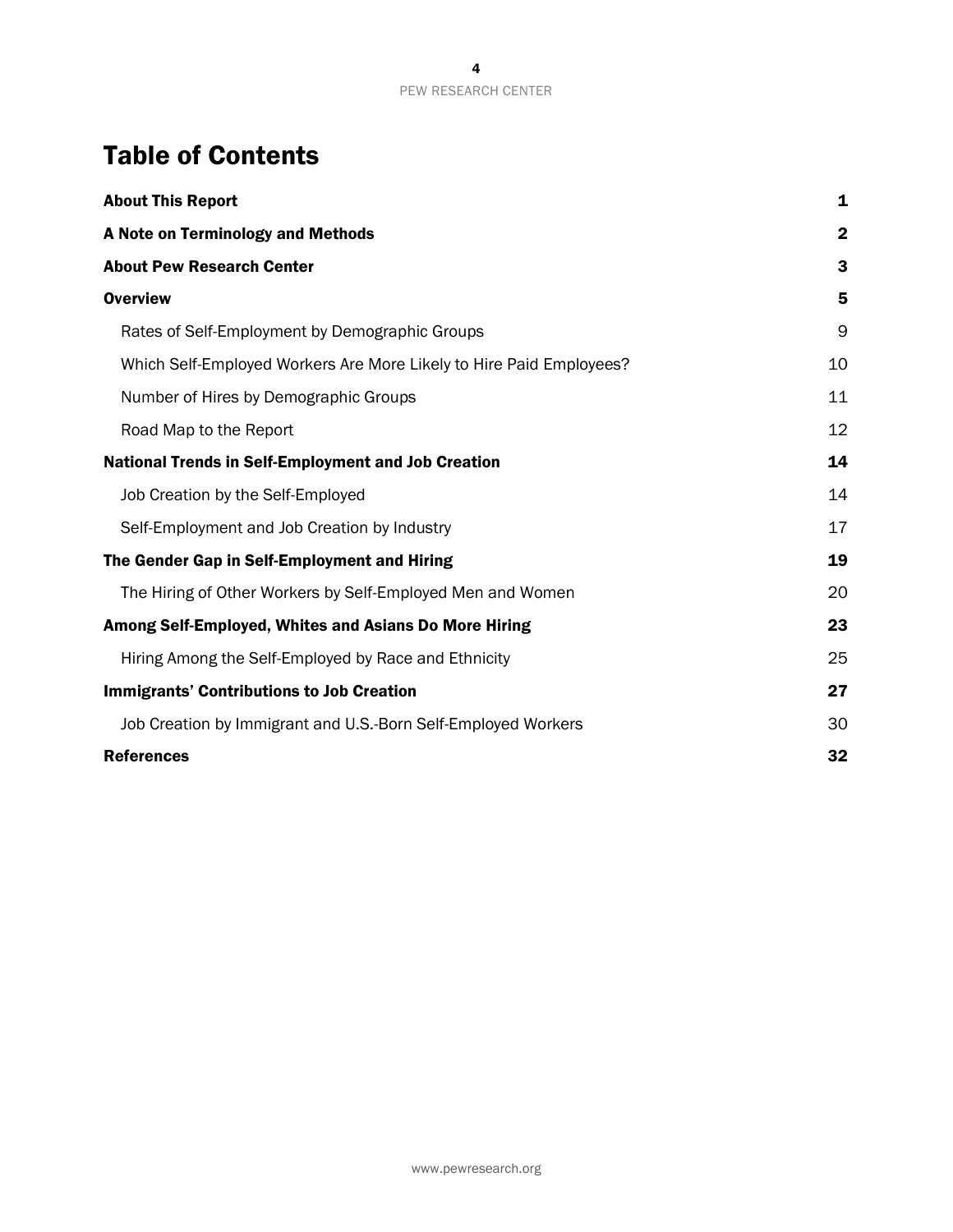# Table of Contents

| | |
|---|---|
| **About This Report** | **1** |
| **A Note on Terminology and Methods** | **2** |
| **About Pew Research Center** | **3** |
| **Overview** | **5** |
| Rates of Self-Employment by Demographic Groups | 9 |
| Which Self-Employed Workers Are More Likely to Hire Paid Employees? | 10 |
| Number of Hires by Demographic Groups | 11 |
| Road Map to the Report | 12 |
| **National Trends in Self-Employment and Job Creation** | **14** |
| Job Creation by the Self-Employed | 14 |
| Self-Employment and Job Creation by Industry | 17 |
| **The Gender Gap in Self-Employment and Hiring** | **19** |
| The Hiring of Other Workers by Self-Employed Men and Women | 20 |
| **Among Self-Employed, Whites and Asians Do More Hiring** | **23** |
| Hiring Among the Self-Employed by Race and Ethnicity | 25 |
| **Immigrants' Contributions to Job Creation** | **27** |
| Job Creation by Immigrant and U.S.-Born Self-Employed Workers | 30 |
| **References** | **32** |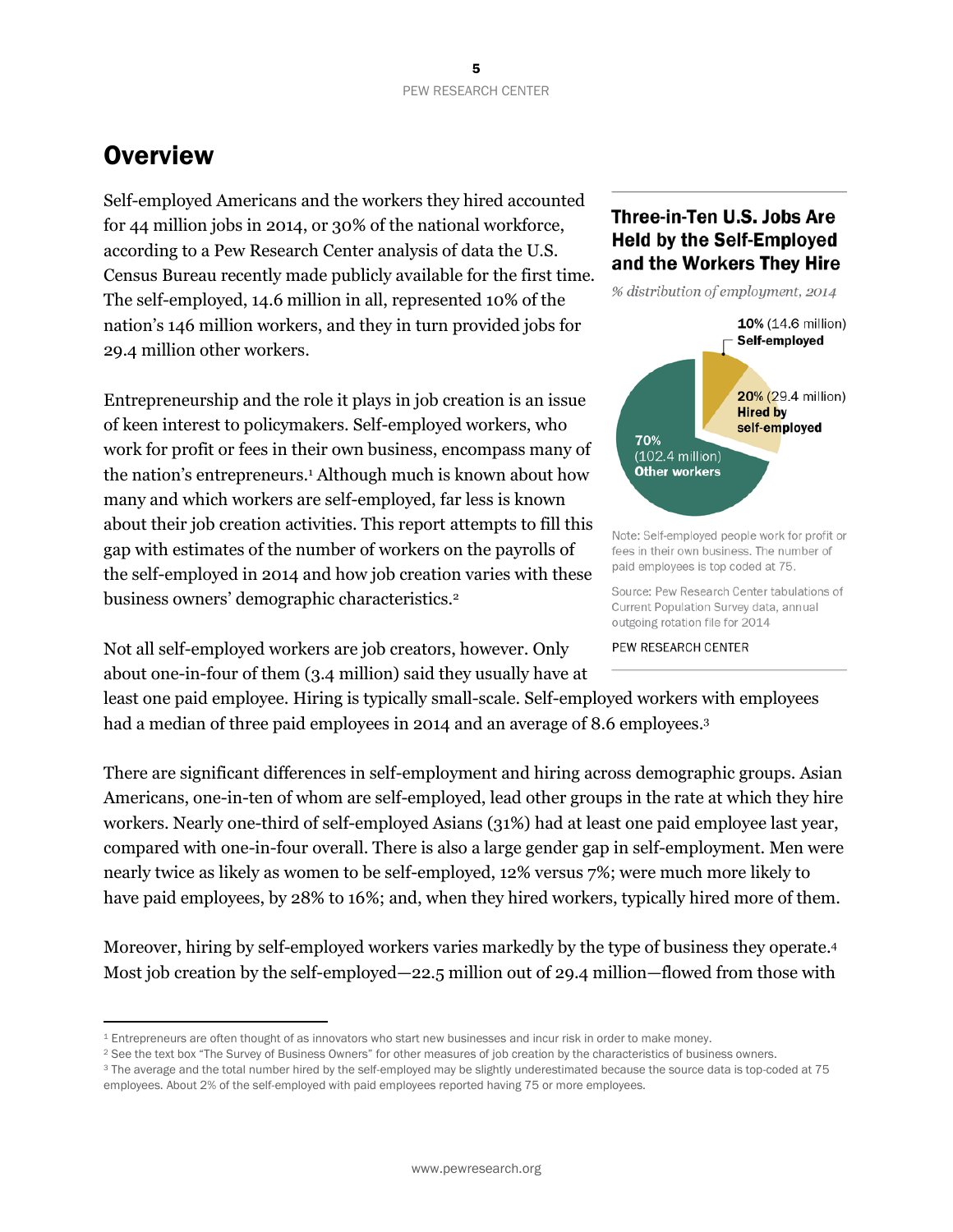# Overview

Self-employed Americans and the workers they hired accounted for 44 million jobs in 2014, or 30% of the national workforce, according to a Pew Research Center analysis of data the U.S. Census Bureau recently made publicly available for the first time. The self-employed, 14.6 million in all, represented 10% of the nation's 146 million workers, and they in turn provided jobs for 29.4 million other workers.

**Three-in-Ten U.S. Jobs Are Held by the Self-Employed and the Workers They Hire**

*% distribution of employment, 2014*

- **10%** (14.6 million) **Self-employed**
- **20%** (29.4 million) **Hired by self-employed**
- **70%** (102.4 million) **Other workers**

Note: Self-employed people work for profit or fees in their own business. The number of paid employees is top coded at 75.

Source: Pew Research Center tabulations of Current Population Survey data, annual outgoing rotation file for 2014

PEW RESEARCH CENTER

Entrepreneurship and the role it plays in job creation is an issue of keen interest to policymakers. Self-employed workers, who work for profit or fees in their own business, encompass many of the nation's entrepreneurs.[1] Although much is known about how many and which workers are self-employed, far less is known about their job creation activities. This report attempts to fill this gap with estimates of the number of workers on the payrolls of the self-employed in 2014 and how job creation varies with these business owners' demographic characteristics.[2]

Not all self-employed workers are job creators, however. Only about one-in-four of them (3.4 million) said they usually have at least one paid employee. Hiring is typically small-scale. Self-employed workers with employees had a median of three paid employees in 2014 and an average of 8.6 employees.[3]

There are significant differences in self-employment and hiring across demographic groups. Asian Americans, one-in-ten of whom are self-employed, lead other groups in the rate at which they hire workers. Nearly one-third of self-employed Asians (31%) had at least one paid employee last year, compared with one-in-four overall. There is also a large gender gap in self-employment. Men were nearly twice as likely as women to be self-employed, 12% versus 7%; were much more likely to have paid employees, by 28% to 16%; and, when they hired workers, typically hired more of them.

Moreover, hiring by self-employed workers varies markedly by the type of business they operate.[4] Most job creation by the self-employed—22.5 million out of 29.4 million—flowed from those with

---

[1] Entrepreneurs are often thought of as innovators who start new businesses and incur risk in order to make money.

[2] See the text box "The Survey of Business Owners" for other measures of job creation by the characteristics of business owners.

[3] The average and the total number hired by the self-employed may be slightly underestimated because the source data is top-coded at 75 employees. About 2% of the self-employed with paid employees reported having 75 or more employees.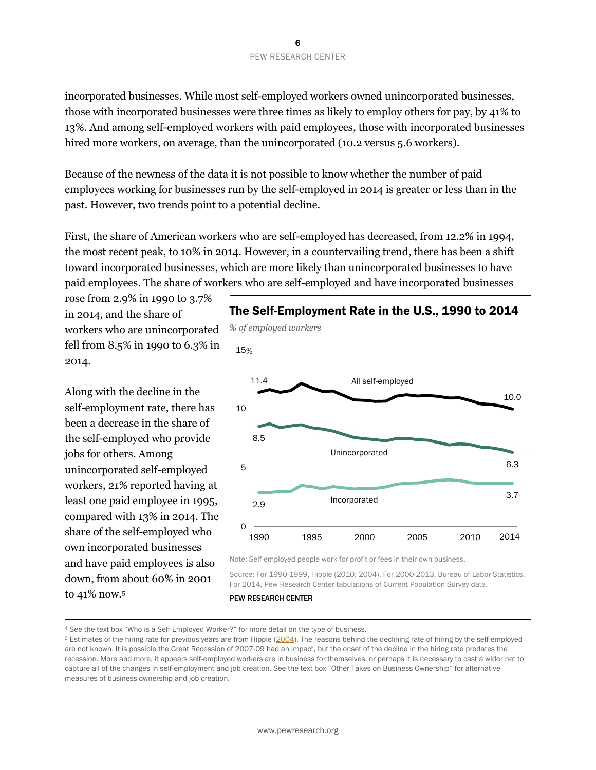incorporated businesses. While most self-employed workers owned unincorporated businesses, those with incorporated businesses were three times as likely to employ others for pay, by 41% to 13%. And among self-employed workers with paid employees, those with incorporated businesses hired more workers, on average, than the unincorporated (10.2 versus 5.6 workers).

Because of the newness of the data it is not possible to know whether the number of paid employees working for businesses run by the self-employed in 2014 is greater or less than in the past. However, two trends point to a potential decline.

First, the share of American workers who are self-employed has decreased, from 12.2% in 1994, the most recent peak, to 10% in 2014. However, in a countervailing trend, there has been a shift toward incorporated businesses, which are more likely than unincorporated businesses to have paid employees. The share of workers who are self-employed and have incorporated businesses rose from 2.9% in 1990 to 3.7% in 2014, and the share of workers who are unincorporated fell from 8.5% in 1990 to 6.3% in 2014.

Along with the decline in the self-employment rate, there has been a decrease in the share of the self-employed who provide jobs for others. Among unincorporated self-employed workers, 21% reported having at least one paid employee in 1995, compared with 13% in 2014. The share of the self-employed who own incorporated businesses and have paid employees is also down, from about 60% in 2001 to 41% now.[5]

## The Self-Employment Rate in the U.S., 1990 to 2014

*% of employed workers*

| Series | 1990 | 2014 |
|---|---|---|
| All self-employed | 11.4 | 10.0 |
| Unincorporated | 8.5 | 6.3 |
| Incorporated | 2.9 | 3.7 |

Note: Self-employed people work for profit or fees in their own business.

Source: For 1990-1999, Hipple (2010, 2004). For 2000-2013, Bureau of Labor Statistics. For 2014, Pew Research Center tabulations of Current Population Survey data.

PEW RESEARCH CENTER

---

[4] See the text box "Who is a Self-Employed Worker?" for more detail on the type of business.

[5] Estimates of the hiring rate for previous years are from Hipple (2004). The reasons behind the declining rate of hiring by the self-employed are not known. It is possible the Great Recession of 2007-09 had an impact, but the onset of the decline in the hiring rate predates the recession. More and more, it appears self-employed workers are in business for themselves, or perhaps it is necessary to cast a wider net to capture all of the changes in self-employment and job creation. See the text box "Other Takes on Business Ownership" for alternative measures of business ownership and job creation.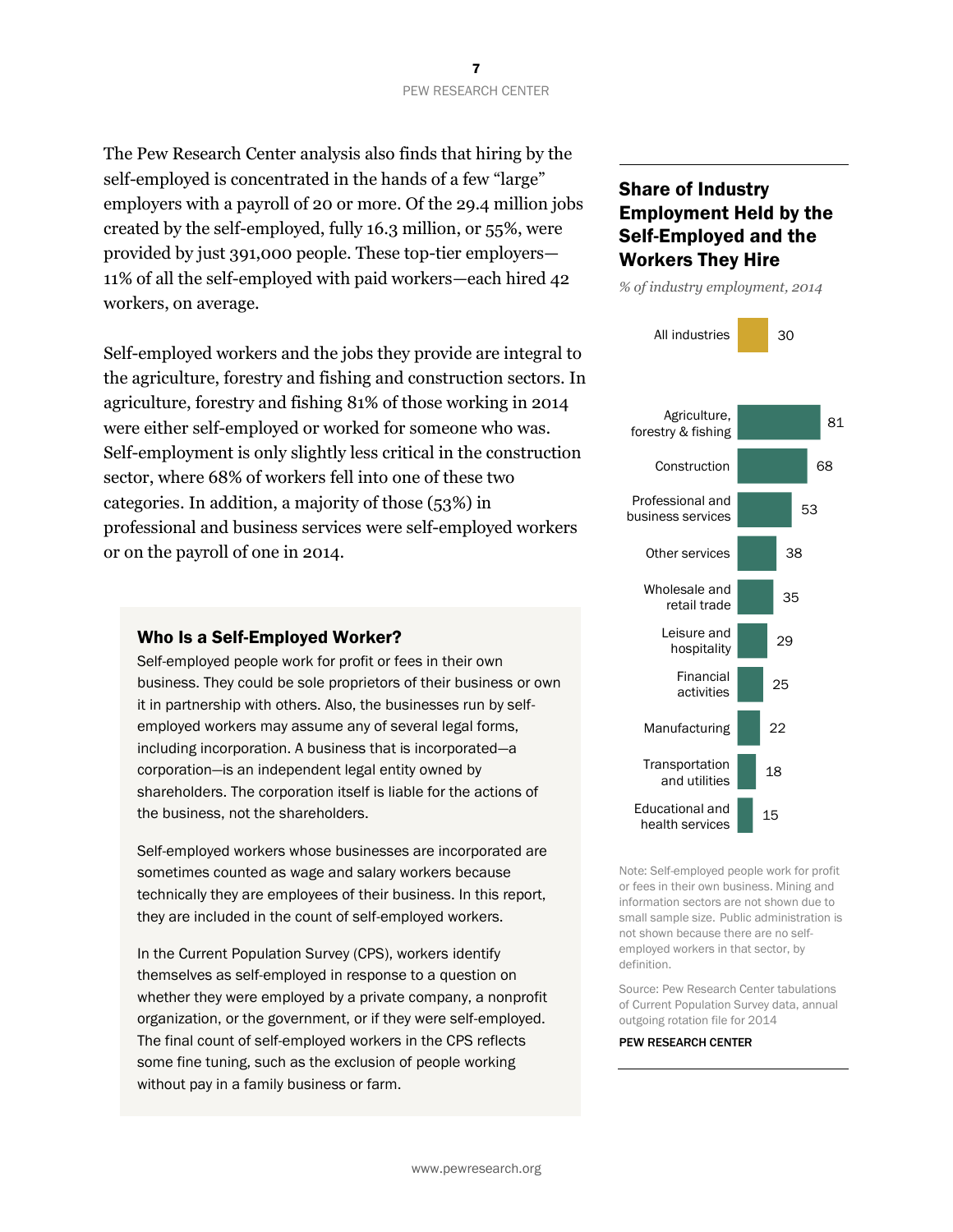The Pew Research Center analysis also finds that hiring by the self-employed is concentrated in the hands of a few "large" employers with a payroll of 20 or more. Of the 29.4 million jobs created by the self-employed, fully 16.3 million, or 55%, were provided by just 391,000 people. These top-tier employers—11% of all the self-employed with paid workers—each hired 42 workers, on average.

Self-employed workers and the jobs they provide are integral to the agriculture, forestry and fishing and construction sectors. In agriculture, forestry and fishing 81% of those working in 2014 were either self-employed or worked for someone who was. Self-employment is only slightly less critical in the construction sector, where 68% of workers fell into one of these two categories. In addition, a majority of those (53%) in professional and business services were self-employed workers or on the payroll of one in 2014.

### Who Is a Self-Employed Worker?

Self-employed people work for profit or fees in their own business. They could be sole proprietors of their business or own it in partnership with others. Also, the businesses run by self-employed workers may assume any of several legal forms, including incorporation. A business that is incorporated—a corporation—is an independent legal entity owned by shareholders. The corporation itself is liable for the actions of the business, not the shareholders.

Self-employed workers whose businesses are incorporated are sometimes counted as wage and salary workers because technically they are employees of their business. In this report, they are included in the count of self-employed workers.

In the Current Population Survey (CPS), workers identify themselves as self-employed in response to a question on whether they were employed by a private company, a nonprofit organization, or the government, or if they were self-employed. The final count of self-employed workers in the CPS reflects some fine tuning, such as the exclusion of people working without pay in a family business or farm.

### Share of Industry Employment Held by the Self-Employed and the Workers They Hire

*% of industry employment, 2014*

| Industry | % |
|---|---|
| All industries | 30 |
| Agriculture, forestry & fishing | 81 |
| Construction | 68 |
| Professional and business services | 53 |
| Other services | 38 |
| Wholesale and retail trade | 35 |
| Leisure and hospitality | 29 |
| Financial activities | 25 |
| Manufacturing | 22 |
| Transportation and utilities | 18 |
| Educational and health services | 15 |

Note: Self-employed people work for profit or fees in their own business. Mining and information sectors are not shown due to small sample size. Public administration is not shown because there are no self-employed workers in that sector, by definition.

Source: Pew Research Center tabulations of Current Population Survey data, annual outgoing rotation file for 2014

PEW RESEARCH CENTER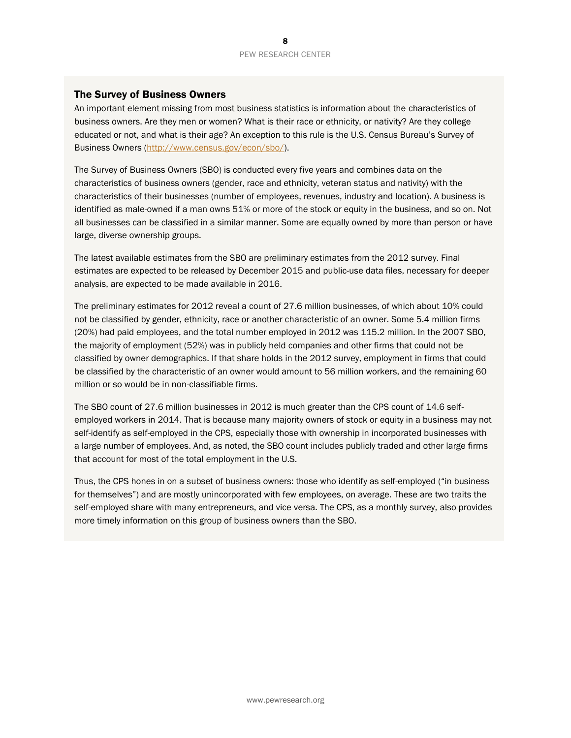## The Survey of Business Owners

An important element missing from most business statistics is information about the characteristics of business owners. Are they men or women? What is their race or ethnicity, or nativity? Are they college educated or not, and what is their age? An exception to this rule is the U.S. Census Bureau's Survey of Business Owners (http://www.census.gov/econ/sbo/).

The Survey of Business Owners (SBO) is conducted every five years and combines data on the characteristics of business owners (gender, race and ethnicity, veteran status and nativity) with the characteristics of their businesses (number of employees, revenues, industry and location). A business is identified as male-owned if a man owns 51% or more of the stock or equity in the business, and so on. Not all businesses can be classified in a similar manner. Some are equally owned by more than person or have large, diverse ownership groups.

The latest available estimates from the SBO are preliminary estimates from the 2012 survey. Final estimates are expected to be released by December 2015 and public-use data files, necessary for deeper analysis, are expected to be made available in 2016.

The preliminary estimates for 2012 reveal a count of 27.6 million businesses, of which about 10% could not be classified by gender, ethnicity, race or another characteristic of an owner. Some 5.4 million firms (20%) had paid employees, and the total number employed in 2012 was 115.2 million. In the 2007 SBO, the majority of employment (52%) was in publicly held companies and other firms that could not be classified by owner demographics. If that share holds in the 2012 survey, employment in firms that could be classified by the characteristic of an owner would amount to 56 million workers, and the remaining 60 million or so would be in non-classifiable firms.

The SBO count of 27.6 million businesses in 2012 is much greater than the CPS count of 14.6 self-employed workers in 2014. That is because many majority owners of stock or equity in a business may not self-identify as self-employed in the CPS, especially those with ownership in incorporated businesses with a large number of employees. And, as noted, the SBO count includes publicly traded and other large firms that account for most of the total employment in the U.S.

Thus, the CPS hones in on a subset of business owners: those who identify as self-employed ("in business for themselves") and are mostly unincorporated with few employees, on average. These are two traits the self-employed share with many entrepreneurs, and vice versa. The CPS, as a monthly survey, also provides more timely information on this group of business owners than the SBO.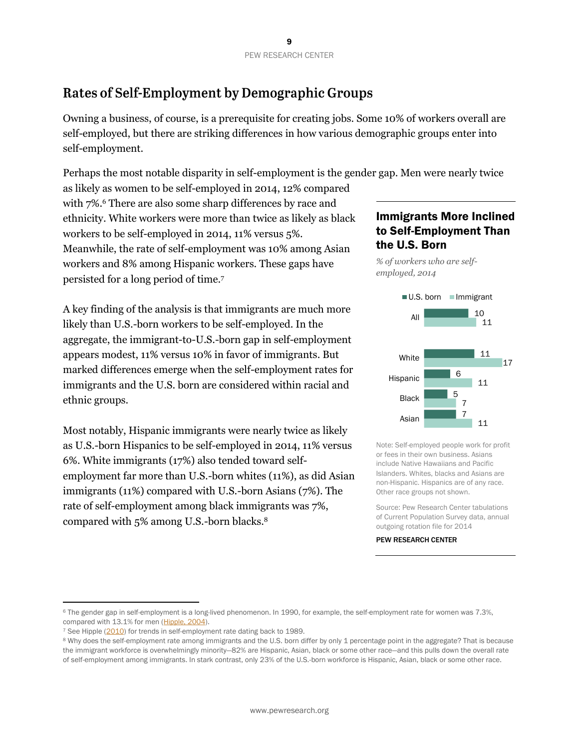## Rates of Self-Employment by Demographic Groups

Owning a business, of course, is a prerequisite for creating jobs. Some 10% of workers overall are self-employed, but there are striking differences in how various demographic groups enter into self-employment.

Perhaps the most notable disparity in self-employment is the gender gap. Men were nearly twice as likely as women to be self-employed in 2014, 12% compared with 7%.[6] There are also some sharp differences by race and ethnicity. White workers were more than twice as likely as black workers to be self-employed in 2014, 11% versus 5%. Meanwhile, the rate of self-employment was 10% among Asian workers and 8% among Hispanic workers. These gaps have persisted for a long period of time.[7]

A key finding of the analysis is that immigrants are much more likely than U.S.-born workers to be self-employed. In the aggregate, the immigrant-to-U.S.-born gap in self-employment appears modest, 11% versus 10% in favor of immigrants. But marked differences emerge when the self-employment rates for immigrants and the U.S. born are considered within racial and ethnic groups.

Most notably, Hispanic immigrants were nearly twice as likely as U.S.-born Hispanics to be self-employed in 2014, 11% versus 6%. White immigrants (17%) also tended toward self-employment far more than U.S.-born whites (11%), as did Asian immigrants (11%) compared with U.S.-born Asians (7%). The rate of self-employment among black immigrants was 7%, compared with 5% among U.S.-born blacks.[8]

### Immigrants More Inclined to Self-Employment Than the U.S. Born

*% of workers who are self-employed, 2014*

| | U.S. born | Immigrant |
|---|---|---|
| All | 10 | 11 |
| White | 11 | 17 |
| Hispanic | 6 | 11 |
| Black | 5 | 7 |
| Asian | 7 | 11 |

Note: Self-employed people work for profit or fees in their own business. Asians include Native Hawaiians and Pacific Islanders. Whites, blacks and Asians are non-Hispanic. Hispanics are of any race. Other race groups not shown.

Source: Pew Research Center tabulations of Current Population Survey data, annual outgoing rotation file for 2014

PEW RESEARCH CENTER

---

[6] The gender gap in self-employment is a long-lived phenomenon. In 1990, for example, the self-employment rate for women was 7.3%, compared with 13.1% for men (Hipple, 2004).

[7] See Hipple (2010) for trends in self-employment rate dating back to 1989.

[8] Why does the self-employment rate among immigrants and the U.S. born differ by only 1 percentage point in the aggregate? That is because the immigrant workforce is overwhelmingly minority—82% are Hispanic, Asian, black or some other race—and this pulls down the overall rate of self-employment among immigrants. In stark contrast, only 23% of the U.S.-born workforce is Hispanic, Asian, black or some other race.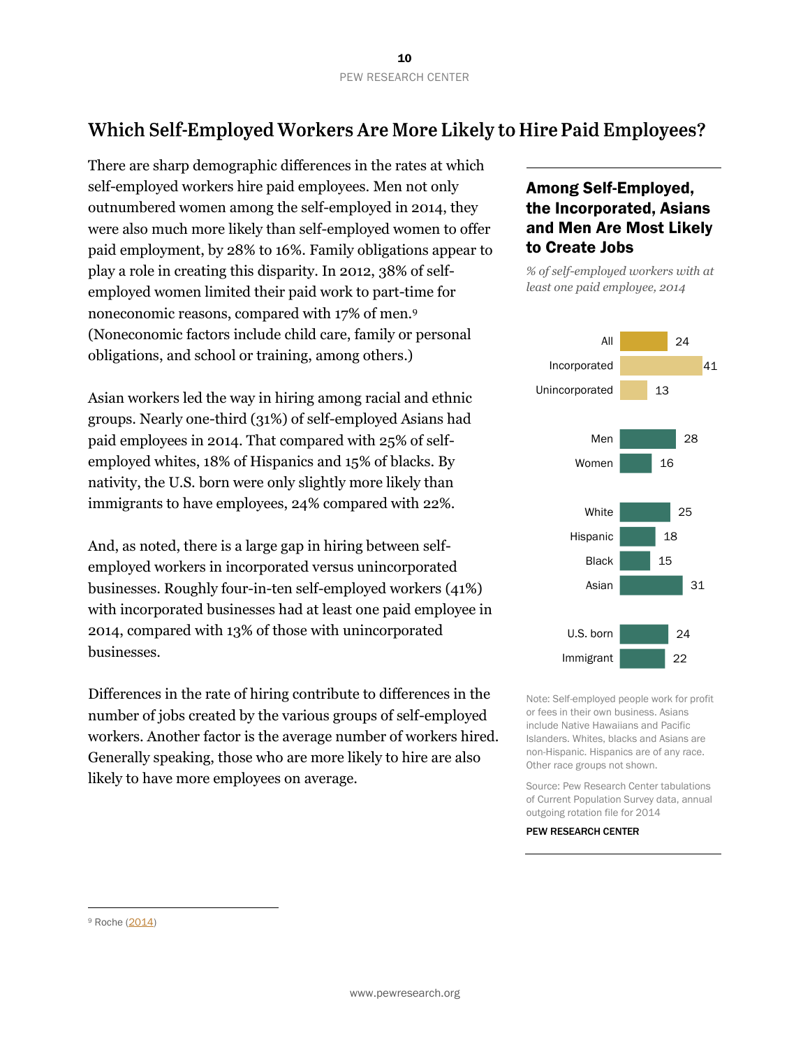## Which Self-Employed Workers Are More Likely to Hire Paid Employees?

There are sharp demographic differences in the rates at which self-employed workers hire paid employees. Men not only outnumbered women among the self-employed in 2014, they were also much more likely than self-employed women to offer paid employment, by 28% to 16%. Family obligations appear to play a role in creating this disparity. In 2012, 38% of self-employed women limited their paid work to part-time for noneconomic reasons, compared with 17% of men.[9] (Noneconomic factors include child care, family or personal obligations, and school or training, among others.)

Asian workers led the way in hiring among racial and ethnic groups. Nearly one-third (31%) of self-employed Asians had paid employees in 2014. That compared with 25% of self-employed whites, 18% of Hispanics and 15% of blacks. By nativity, the U.S. born were only slightly more likely than immigrants to have employees, 24% compared with 22%.

And, as noted, there is a large gap in hiring between self-employed workers in incorporated versus unincorporated businesses. Roughly four-in-ten self-employed workers (41%) with incorporated businesses had at least one paid employee in 2014, compared with 13% of those with unincorporated businesses.

Differences in the rate of hiring contribute to differences in the number of jobs created by the various groups of self-employed workers. Another factor is the average number of workers hired. Generally speaking, those who are more likely to hire are also likely to have more employees on average.

### Among Self-Employed, the Incorporated, Asians and Men Are Most Likely to Create Jobs

*% of self-employed workers with at least one paid employee, 2014*

| | % |
|---|---|
| All | 24 |
| Incorporated | 41 |
| Unincorporated | 13 |
| Men | 28 |
| Women | 16 |
| White | 25 |
| Hispanic | 18 |
| Black | 15 |
| Asian | 31 |
| U.S. born | 24 |
| Immigrant | 22 |

Note: Self-employed people work for profit or fees in their own business. Asians include Native Hawaiians and Pacific Islanders. Whites, blacks and Asians are non-Hispanic. Hispanics are of any race. Other race groups not shown.

Source: Pew Research Center tabulations of Current Population Survey data, annual outgoing rotation file for 2014

PEW RESEARCH CENTER

[9] Roche (2014)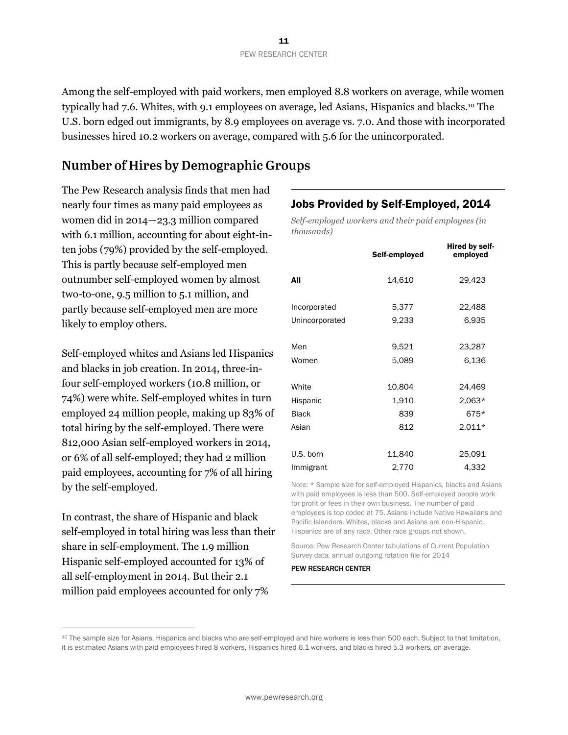Among the self-employed with paid workers, men employed 8.8 workers on average, while women typically had 7.6. Whites, with 9.1 employees on average, led Asians, Hispanics and blacks.[10] The U.S. born edged out immigrants, by 8.9 employees on average vs. 7.0. And those with incorporated businesses hired 10.2 workers on average, compared with 5.6 for the unincorporated.

## Number of Hires by Demographic Groups

The Pew Research analysis finds that men had nearly four times as many paid employees as women did in 2014—23.3 million compared with 6.1 million, accounting for about eight-in-ten jobs (79%) provided by the self-employed. This is partly because self-employed men outnumber self-employed women by almost two-to-one, 9.5 million to 5.1 million, and partly because self-employed men are more likely to employ others.

Self-employed whites and Asians led Hispanics and blacks in job creation. In 2014, three-in-four self-employed workers (10.8 million, or 74%) were white. Self-employed whites in turn employed 24 million people, making up 83% of total hiring by the self-employed. There were 812,000 Asian self-employed workers in 2014, or 6% of all self-employed; they had 2 million paid employees, accounting for 7% of all hiring by the self-employed.

In contrast, the share of Hispanic and black self-employed in total hiring was less than their share in self-employment. The 1.9 million Hispanic self-employed accounted for 13% of all self-employment in 2014. But their 2.1 million paid employees accounted for only 7%

### Jobs Provided by Self-Employed, 2014

*Self-employed workers and their paid employees (in thousands)*

| | Self-employed | Hired by self-employed |
|---|---|---|
| **All** | 14,610 | 29,423 |
| Incorporated | 5,377 | 22,488 |
| Unincorporated | 9,233 | 6,935 |
| Men | 9,521 | 23,287 |
| Women | 5,089 | 6,136 |
| White | 10,804 | 24,469 |
| Hispanic | 1,910 | 2,063* |
| Black | 839 | 675* |
| Asian | 812 | 2,011* |
| U.S. born | 11,840 | 25,091 |
| Immigrant | 2,770 | 4,332 |

Note: * Sample size for self-employed Hispanics, blacks and Asians with paid employees is less than 500. Self-employed people work for profit or fees in their own business. The number of paid employees is top coded at 75. Asians include Native Hawaiians and Pacific Islanders. Whites, blacks and Asians are non-Hispanic. Hispanics are of any race. Other race groups not shown.

Source: Pew Research Center tabulations of Current Population Survey data, annual outgoing rotation file for 2014

PEW RESEARCH CENTER

---

[10] The sample size for Asians, Hispanics and blacks who are self-employed and hire workers is less than 500 each. Subject to that limitation, it is estimated Asians with paid employees hired 8 workers, Hispanics hired 6.1 workers, and blacks hired 5.3 workers, on average.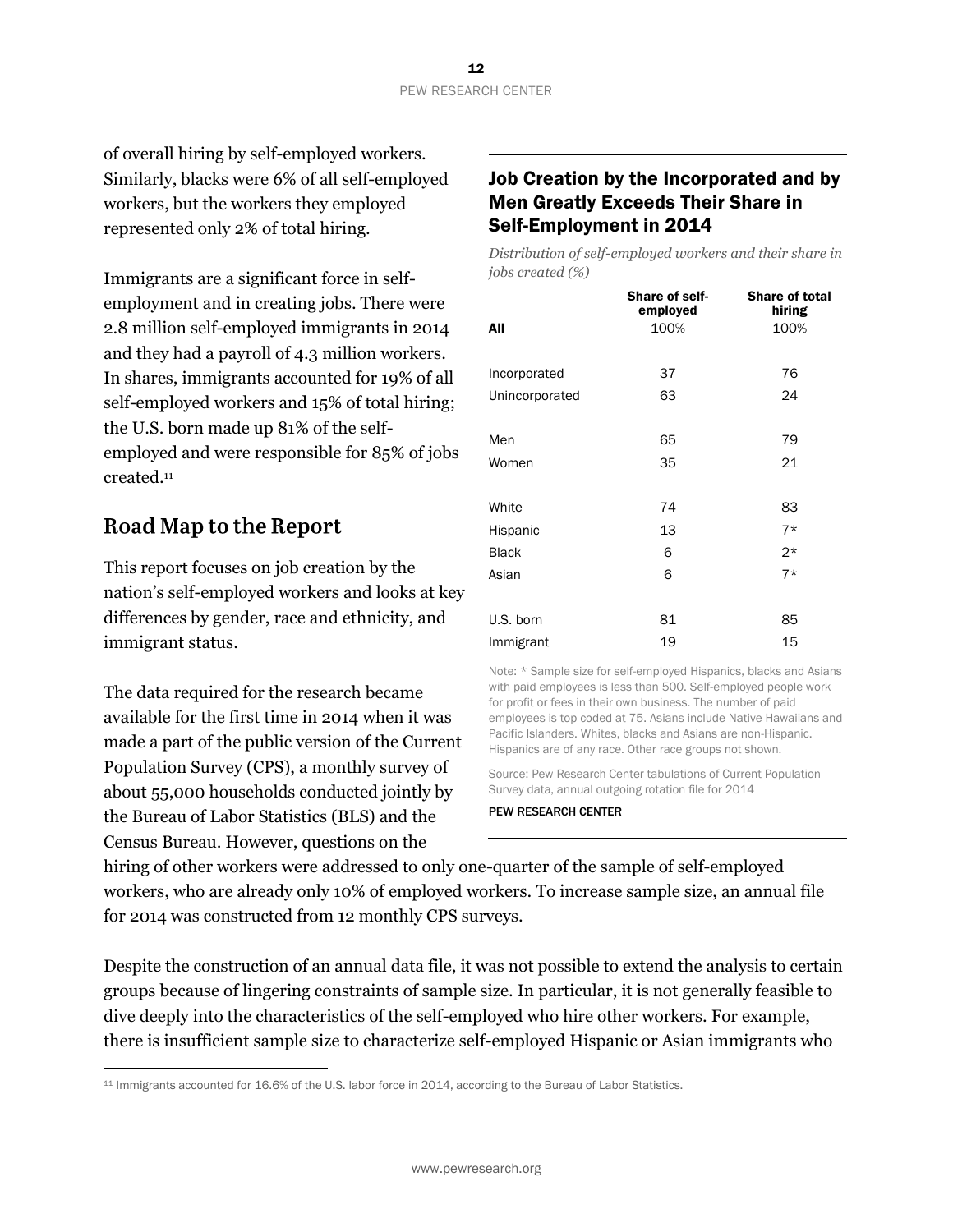of overall hiring by self-employed workers. Similarly, blacks were 6% of all self-employed workers, but the workers they employed represented only 2% of total hiring.

Immigrants are a significant force in self-employment and in creating jobs. There were 2.8 million self-employed immigrants in 2014 and they had a payroll of 4.3 million workers. In shares, immigrants accounted for 19% of all self-employed workers and 15% of total hiring; the U.S. born made up 81% of the self-employed and were responsible for 85% of jobs created.[11]

### Job Creation by the Incorporated and by Men Greatly Exceeds Their Share in Self-Employment in 2014

*Distribution of self-employed workers and their share in jobs created (%)*

| | Share of self-employed | Share of total hiring |
|---|---|---|
| **All** | 100% | 100% |
| Incorporated | 37 | 76 |
| Unincorporated | 63 | 24 |
| Men | 65 | 79 |
| Women | 35 | 21 |
| White | 74 | 83 |
| Hispanic | 13 | 7* |
| Black | 6 | 2* |
| Asian | 6 | 7* |
| U.S. born | 81 | 85 |
| Immigrant | 19 | 15 |

Note: * Sample size for self-employed Hispanics, blacks and Asians with paid employees is less than 500. Self-employed people work for profit or fees in their own business. The number of paid employees is top coded at 75. Asians include Native Hawaiians and Pacific Islanders. Whites, blacks and Asians are non-Hispanic. Hispanics are of any race. Other race groups not shown.

Source: Pew Research Center tabulations of Current Population Survey data, annual outgoing rotation file for 2014

PEW RESEARCH CENTER

## Road Map to the Report

This report focuses on job creation by the nation's self-employed workers and looks at key differences by gender, race and ethnicity, and immigrant status.

The data required for the research became available for the first time in 2014 when it was made a part of the public version of the Current Population Survey (CPS), a monthly survey of about 55,000 households conducted jointly by the Bureau of Labor Statistics (BLS) and the Census Bureau. However, questions on the hiring of other workers were addressed to only one-quarter of the sample of self-employed workers, who are already only 10% of employed workers. To increase sample size, an annual file for 2014 was constructed from 12 monthly CPS surveys.

Despite the construction of an annual data file, it was not possible to extend the analysis to certain groups because of lingering constraints of sample size. In particular, it is not generally feasible to dive deeply into the characteristics of the self-employed who hire other workers. For example, there is insufficient sample size to characterize self-employed Hispanic or Asian immigrants who

[11] Immigrants accounted for 16.6% of the U.S. labor force in 2014, according to the Bureau of Labor Statistics.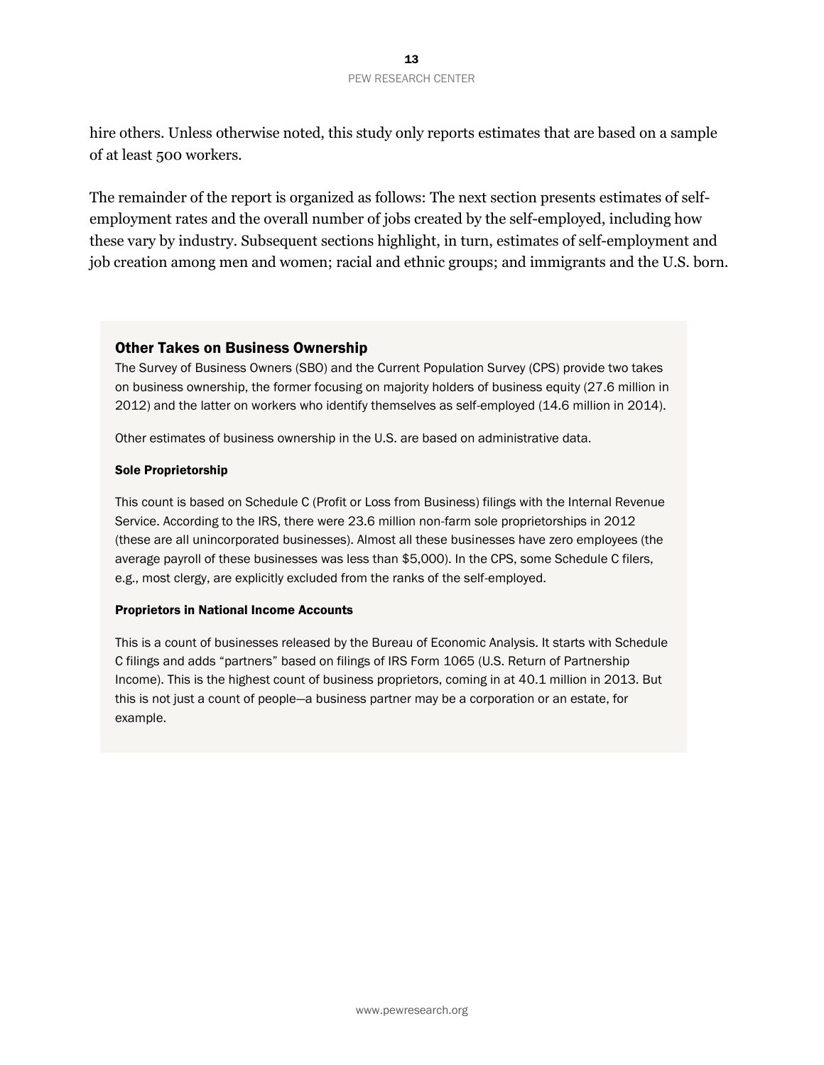hire others. Unless otherwise noted, this study only reports estimates that are based on a sample of at least 500 workers.

The remainder of the report is organized as follows: The next section presents estimates of self-employment rates and the overall number of jobs created by the self-employed, including how these vary by industry. Subsequent sections highlight, in turn, estimates of self-employment and job creation among men and women; racial and ethnic groups; and immigrants and the U.S. born.

## Other Takes on Business Ownership

The Survey of Business Owners (SBO) and the Current Population Survey (CPS) provide two takes on business ownership, the former focusing on majority holders of business equity (27.6 million in 2012) and the latter on workers who identify themselves as self-employed (14.6 million in 2014).

Other estimates of business ownership in the U.S. are based on administrative data.

### Sole Proprietorship

This count is based on Schedule C (Profit or Loss from Business) filings with the Internal Revenue Service. According to the IRS, there were 23.6 million non-farm sole proprietorships in 2012 (these are all unincorporated businesses). Almost all these businesses have zero employees (the average payroll of these businesses was less than $5,000). In the CPS, some Schedule C filers, e.g., most clergy, are explicitly excluded from the ranks of the self-employed.

### Proprietors in National Income Accounts

This is a count of businesses released by the Bureau of Economic Analysis. It starts with Schedule C filings and adds "partners" based on filings of IRS Form 1065 (U.S. Return of Partnership Income). This is the highest count of business proprietors, coming in at 40.1 million in 2013. But this is not just a count of people—a business partner may be a corporation or an estate, for example.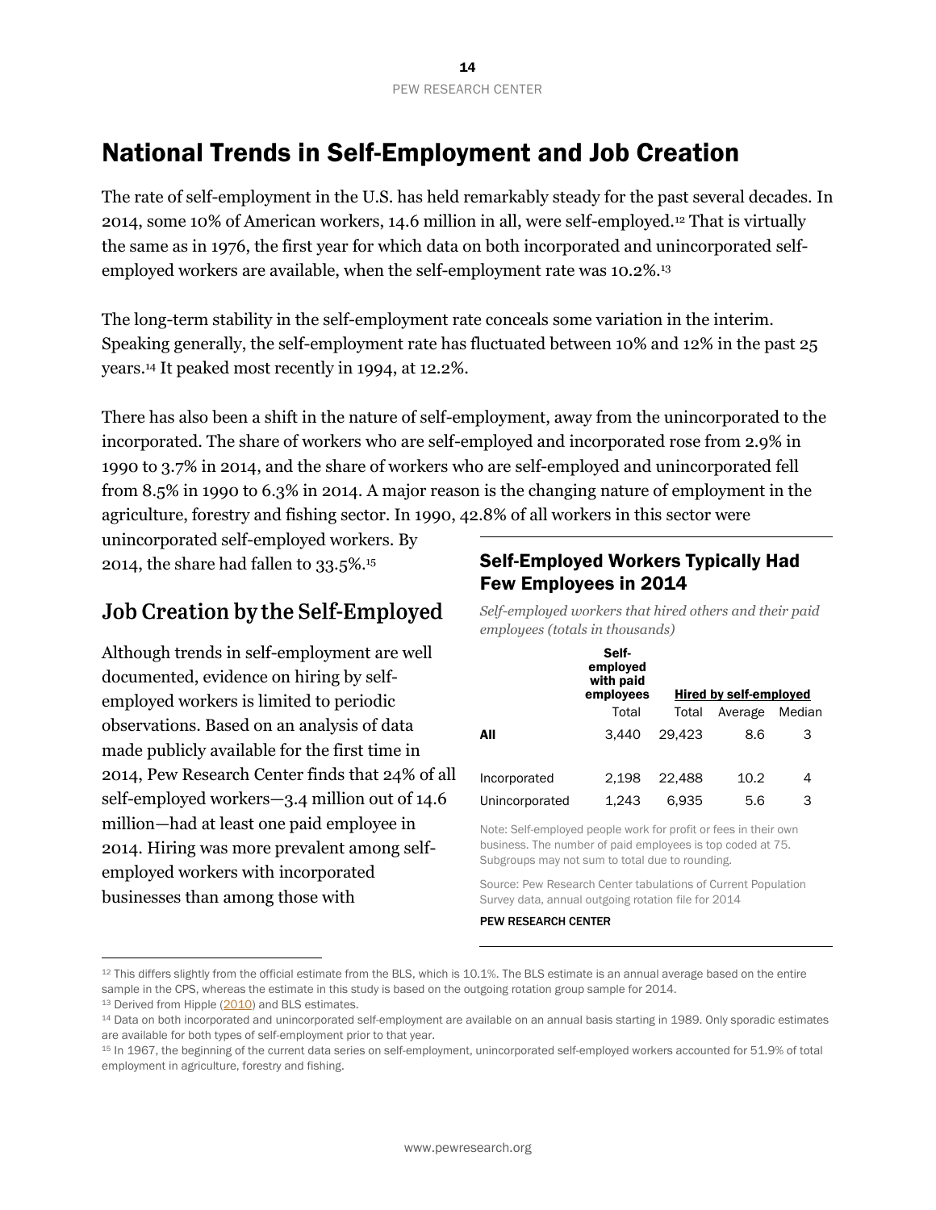# National Trends in Self-Employment and Job Creation

The rate of self-employment in the U.S. has held remarkably steady for the past several decades. In 2014, some 10% of American workers, 14.6 million in all, were self-employed.[12] That is virtually the same as in 1976, the first year for which data on both incorporated and unincorporated self-employed workers are available, when the self-employment rate was 10.2%.[13]

The long-term stability in the self-employment rate conceals some variation in the interim. Speaking generally, the self-employment rate has fluctuated between 10% and 12% in the past 25 years.[14] It peaked most recently in 1994, at 12.2%.

There has also been a shift in the nature of self-employment, away from the unincorporated to the incorporated. The share of workers who are self-employed and incorporated rose from 2.9% in 1990 to 3.7% in 2014, and the share of workers who are self-employed and unincorporated fell from 8.5% in 1990 to 6.3% in 2014. A major reason is the changing nature of employment in the agriculture, forestry and fishing sector. In 1990, 42.8% of all workers in this sector were unincorporated self-employed workers. By 2014, the share had fallen to 33.5%.[15]

## Job Creation by the Self-Employed

Although trends in self-employment are well documented, evidence on hiring by self-employed workers is limited to periodic observations. Based on an analysis of data made publicly available for the first time in 2014, Pew Research Center finds that 24% of all self-employed workers—3.4 million out of 14.6 million—had at least one paid employee in 2014. Hiring was more prevalent among self-employed workers with incorporated businesses than among those with

### Self-Employed Workers Typically Had Few Employees in 2014

*Self-employed workers that hired others and their paid employees (totals in thousands)*

| | Self-employed with paid employees | Hired by self-employed | | |
|---|---|---|---|---|
| | Total | Total | Average | Median |
| **All** | 3,440 | 29,423 | 8.6 | 3 |
| Incorporated | 2,198 | 22,488 | 10.2 | 4 |
| Unincorporated | 1,243 | 6,935 | 5.6 | 3 |

Note: Self-employed people work for profit or fees in their own business. The number of paid employees is top coded at 75. Subgroups may not sum to total due to rounding.

Source: Pew Research Center tabulations of Current Population Survey data, annual outgoing rotation file for 2014

PEW RESEARCH CENTER

---

[12] This differs slightly from the official estimate from the BLS, which is 10.1%. The BLS estimate is an annual average based on the entire sample in the CPS, whereas the estimate in this study is based on the outgoing rotation group sample for 2014.

[13] Derived from Hipple (2010) and BLS estimates.

[14] Data on both incorporated and unincorporated self-employment are available on an annual basis starting in 1989. Only sporadic estimates are available for both types of self-employment prior to that year.

[15] In 1967, the beginning of the current data series on self-employment, unincorporated self-employed workers accounted for 51.9% of total employment in agriculture, forestry and fishing.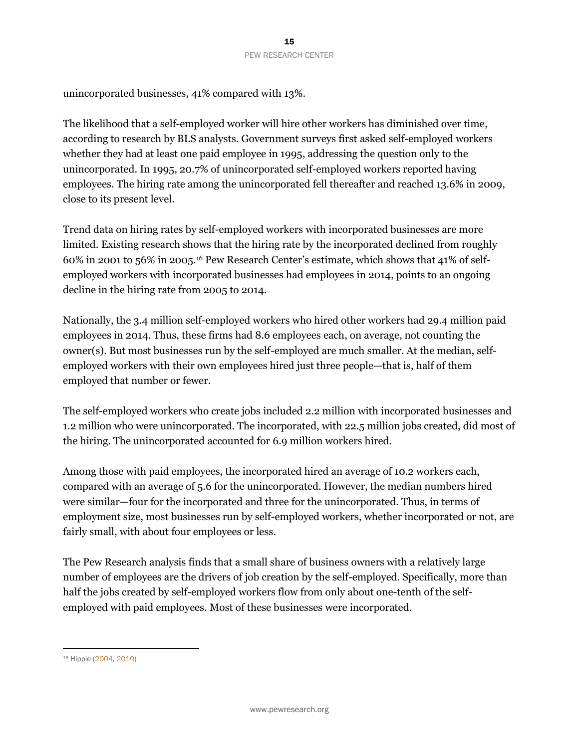unincorporated businesses, 41% compared with 13%.

The likelihood that a self-employed worker will hire other workers has diminished over time, according to research by BLS analysts. Government surveys first asked self-employed workers whether they had at least one paid employee in 1995, addressing the question only to the unincorporated. In 1995, 20.7% of unincorporated self-employed workers reported having employees. The hiring rate among the unincorporated fell thereafter and reached 13.6% in 2009, close to its present level.

Trend data on hiring rates by self-employed workers with incorporated businesses are more limited. Existing research shows that the hiring rate by the incorporated declined from roughly 60% in 2001 to 56% in 2005.[16] Pew Research Center's estimate, which shows that 41% of self-employed workers with incorporated businesses had employees in 2014, points to an ongoing decline in the hiring rate from 2005 to 2014.

Nationally, the 3.4 million self-employed workers who hired other workers had 29.4 million paid employees in 2014. Thus, these firms had 8.6 employees each, on average, not counting the owner(s). But most businesses run by the self-employed are much smaller. At the median, self-employed workers with their own employees hired just three people—that is, half of them employed that number or fewer.

The self-employed workers who create jobs included 2.2 million with incorporated businesses and 1.2 million who were unincorporated. The incorporated, with 22.5 million jobs created, did most of the hiring. The unincorporated accounted for 6.9 million workers hired.

Among those with paid employees, the incorporated hired an average of 10.2 workers each, compared with an average of 5.6 for the unincorporated. However, the median numbers hired were similar—four for the incorporated and three for the unincorporated. Thus, in terms of employment size, most businesses run by self-employed workers, whether incorporated or not, are fairly small, with about four employees or less.

The Pew Research analysis finds that a small share of business owners with a relatively large number of employees are the drivers of job creation by the self-employed. Specifically, more than half the jobs created by self-employed workers flow from only about one-tenth of the self-employed with paid employees. Most of these businesses were incorporated.

[16] Hipple (2004, 2010)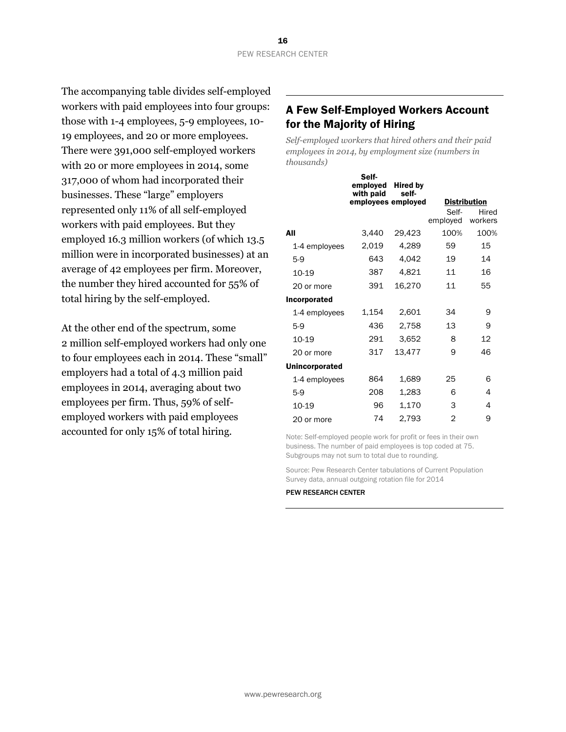The accompanying table divides self-employed workers with paid employees into four groups: those with 1-4 employees, 5-9 employees, 10-19 employees, and 20 or more employees. There were 391,000 self-employed workers with 20 or more employees in 2014, some 317,000 of whom had incorporated their businesses. These "large" employers represented only 11% of all self-employed workers with paid employees. But they employed 16.3 million workers (of which 13.5 million were in incorporated businesses) at an average of 42 employees per firm. Moreover, the number they hired accounted for 55% of total hiring by the self-employed.

At the other end of the spectrum, some 2 million self-employed workers had only one to four employees each in 2014. These "small" employers had a total of 4.3 million paid employees in 2014, averaging about two employees per firm. Thus, 59% of self-employed workers with paid employees accounted for only 15% of total hiring.

## A Few Self-Employed Workers Account for the Majority of Hiring

*Self-employed workers that hired others and their paid employees in 2014, by employment size (numbers in thousands)*

| | Self-employed with paid employees | Hired by self-employed | Distribution | |
|---|---|---|---|---|
| | | | Self-employed | Hired workers |
| **All** | 3,440 | 29,423 | 100% | 100% |
| 1-4 employees | 2,019 | 4,289 | 59 | 15 |
| 5-9 | 643 | 4,042 | 19 | 14 |
| 10-19 | 387 | 4,821 | 11 | 16 |
| 20 or more | 391 | 16,270 | 11 | 55 |
| **Incorporated** | | | | |
| 1-4 employees | 1,154 | 2,601 | 34 | 9 |
| 5-9 | 436 | 2,758 | 13 | 9 |
| 10-19 | 291 | 3,652 | 8 | 12 |
| 20 or more | 317 | 13,477 | 9 | 46 |
| **Unincorporated** | | | | |
| 1-4 employees | 864 | 1,689 | 25 | 6 |
| 5-9 | 208 | 1,283 | 6 | 4 |
| 10-19 | 96 | 1,170 | 3 | 4 |
| 20 or more | 74 | 2,793 | 2 | 9 |

Note: Self-employed people work for profit or fees in their own business. The number of paid employees is top coded at 75. Subgroups may not sum to total due to rounding.

Source: Pew Research Center tabulations of Current Population Survey data, annual outgoing rotation file for 2014

PEW RESEARCH CENTER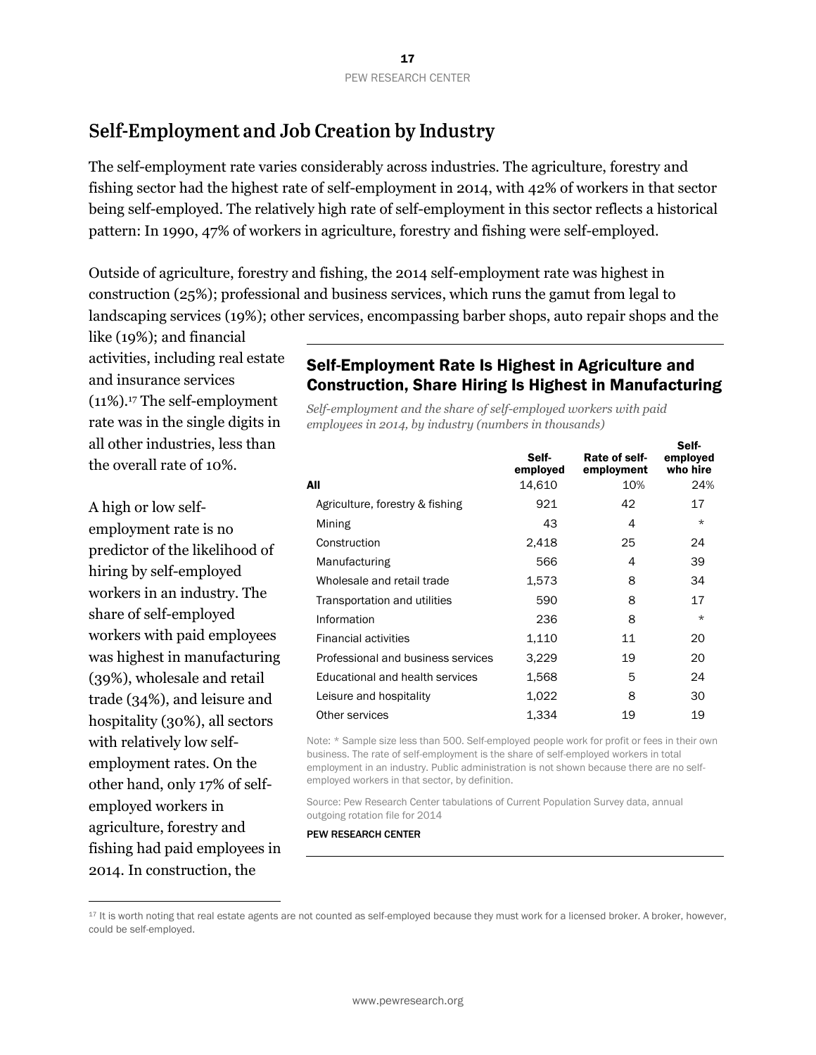## Self-Employment and Job Creation by Industry

The self-employment rate varies considerably across industries. The agriculture, forestry and fishing sector had the highest rate of self-employment in 2014, with 42% of workers in that sector being self-employed. The relatively high rate of self-employment in this sector reflects a historical pattern: In 1990, 47% of workers in agriculture, forestry and fishing were self-employed.

Outside of agriculture, forestry and fishing, the 2014 self-employment rate was highest in construction (25%); professional and business services, which runs the gamut from legal to landscaping services (19%); other services, encompassing barber shops, auto repair shops and the like (19%); and financial activities, including real estate and insurance services (11%).[17] The self-employment rate was in the single digits in all other industries, less than the overall rate of 10%.

A high or low self-employment rate is no predictor of the likelihood of hiring by self-employed workers in an industry. The share of self-employed workers with paid employees was highest in manufacturing (39%), wholesale and retail trade (34%), and leisure and hospitality (30%), all sectors with relatively low self-employment rates. On the other hand, only 17% of self-employed workers in agriculture, forestry and fishing had paid employees in 2014. In construction, the

### Self-Employment Rate Is Highest in Agriculture and Construction, Share Hiring Is Highest in Manufacturing

*Self-employment and the share of self-employed workers with paid employees in 2014, by industry (numbers in thousands)*

| | Self-employed | Rate of self-employment | Self-employed who hire |
|---|---|---|---|
| **All** | 14,610 | 10% | 24% |
| Agriculture, forestry & fishing | 921 | 42 | 17 |
| Mining | 43 | 4 | * |
| Construction | 2,418 | 25 | 24 |
| Manufacturing | 566 | 4 | 39 |
| Wholesale and retail trade | 1,573 | 8 | 34 |
| Transportation and utilities | 590 | 8 | 17 |
| Information | 236 | 8 | * |
| Financial activities | 1,110 | 11 | 20 |
| Professional and business services | 3,229 | 19 | 20 |
| Educational and health services | 1,568 | 5 | 24 |
| Leisure and hospitality | 1,022 | 8 | 30 |
| Other services | 1,334 | 19 | 19 |

Note: * Sample size less than 500. Self-employed people work for profit or fees in their own business. The rate of self-employment is the share of self-employed workers in total employment in an industry. Public administration is not shown because there are no self-employed workers in that sector, by definition.

Source: Pew Research Center tabulations of Current Population Survey data, annual outgoing rotation file for 2014

PEW RESEARCH CENTER

[17] It is worth noting that real estate agents are not counted as self-employed because they must work for a licensed broker. A broker, however, could be self-employed.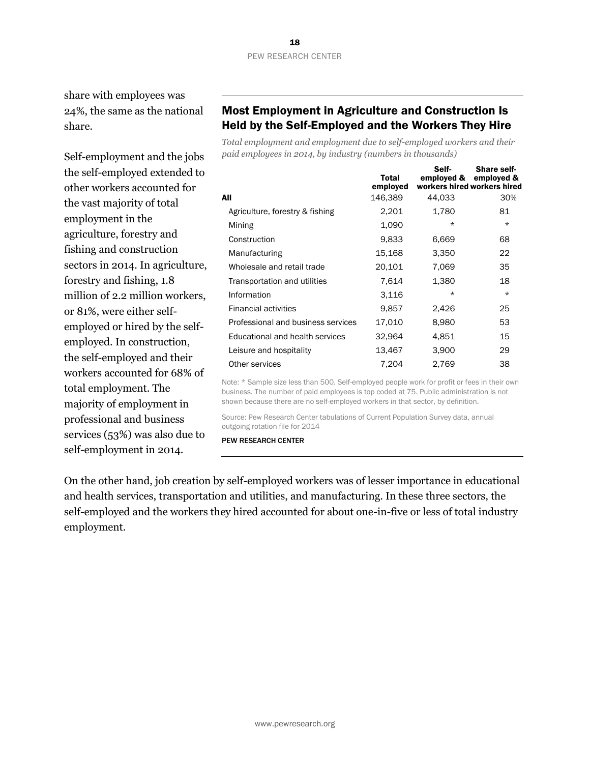share with employees was 24%, the same as the national share.

Self-employment and the jobs the self-employed extended to other workers accounted for the vast majority of total employment in the agriculture, forestry and fishing and construction sectors in 2014. In agriculture, forestry and fishing, 1.8 million of 2.2 million workers, or 81%, were either self-employed or hired by the self-employed. In construction, the self-employed and their workers accounted for 68% of total employment. The majority of employment in professional and business services (53%) was also due to self-employment in 2014.

## Most Employment in Agriculture and Construction Is Held by the Self-Employed and the Workers They Hire

*Total employment and employment due to self-employed workers and their paid employees in 2014, by industry (numbers in thousands)*

| | Total employed | Self-employed & workers hired | Share self-employed & workers hired |
|---|---|---|---|
| **All** | 146,389 | 44,033 | 30% |
| Agriculture, forestry & fishing | 2,201 | 1,780 | 81 |
| Mining | 1,090 | * | * |
| Construction | 9,833 | 6,669 | 68 |
| Manufacturing | 15,168 | 3,350 | 22 |
| Wholesale and retail trade | 20,101 | 7,069 | 35 |
| Transportation and utilities | 7,614 | 1,380 | 18 |
| Information | 3,116 | * | * |
| Financial activities | 9,857 | 2,426 | 25 |
| Professional and business services | 17,010 | 8,980 | 53 |
| Educational and health services | 32,964 | 4,851 | 15 |
| Leisure and hospitality | 13,467 | 3,900 | 29 |
| Other services | 7,204 | 2,769 | 38 |

Note: * Sample size less than 500. Self-employed people work for profit or fees in their own business. The number of paid employees is top coded at 75. Public administration is not shown because there are no self-employed workers in that sector, by definition.

Source: Pew Research Center tabulations of Current Population Survey data, annual outgoing rotation file for 2014

PEW RESEARCH CENTER

On the other hand, job creation by self-employed workers was of lesser importance in educational and health services, transportation and utilities, and manufacturing. In these three sectors, the self-employed and the workers they hired accounted for about one-in-five or less of total industry employment.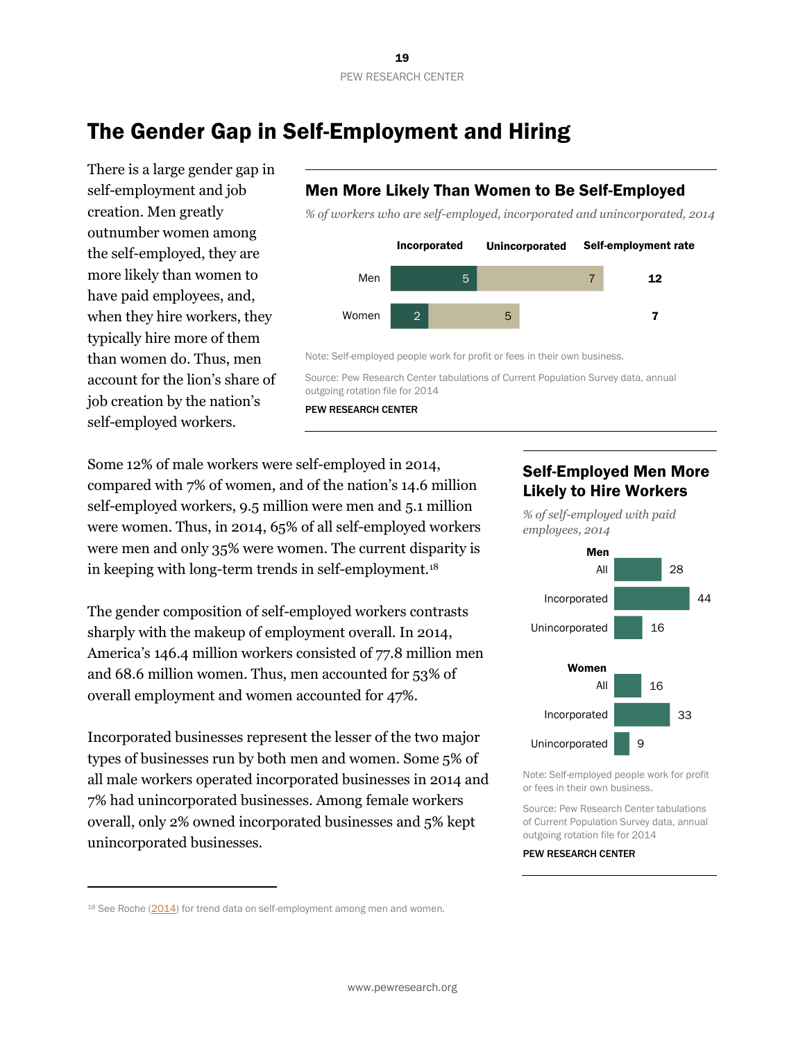# The Gender Gap in Self-Employment and Hiring

There is a large gender gap in self-employment and job creation. Men greatly outnumber women among the self-employed, they are more likely than women to have paid employees, and, when they hire workers, they typically hire more of them than women do. Thus, men account for the lion's share of job creation by the nation's self-employed workers.

### Men More Likely Than Women to Be Self-Employed

*% of workers who are self-employed, incorporated and unincorporated, 2014*

| | Incorporated | Unincorporated | Self-employment rate |
|---|---|---|---|
| Men | 5 | 7 | **12** |
| Women | 2 | 5 | **7** |

Note: Self-employed people work for profit or fees in their own business.

Source: Pew Research Center tabulations of Current Population Survey data, annual outgoing rotation file for 2014

PEW RESEARCH CENTER

Some 12% of male workers were self-employed in 2014, compared with 7% of women, and of the nation's 14.6 million self-employed workers, 9.5 million were men and 5.1 million were women. Thus, in 2014, 65% of all self-employed workers were men and only 35% were women. The current disparity is in keeping with long-term trends in self-employment.[18]

The gender composition of self-employed workers contrasts sharply with the makeup of employment overall. In 2014, America's 146.4 million workers consisted of 77.8 million men and 68.6 million women. Thus, men accounted for 53% of overall employment and women accounted for 47%.

Incorporated businesses represent the lesser of the two major types of businesses run by both men and women. Some 5% of all male workers operated incorporated businesses in 2014 and 7% had unincorporated businesses. Among female workers overall, only 2% owned incorporated businesses and 5% kept unincorporated businesses.

### Self-Employed Men More Likely to Hire Workers

*% of self-employed with paid employees, 2014*

| | % |
|---|---|
| **Men** | |
| All | 28 |
| Incorporated | 44 |
| Unincorporated | 16 |
| **Women** | |
| All | 16 |
| Incorporated | 33 |
| Unincorporated | 9 |

Note: Self-employed people work for profit or fees in their own business.

Source: Pew Research Center tabulations of Current Population Survey data, annual outgoing rotation file for 2014

PEW RESEARCH CENTER

---

[18] See Roche (2014) for trend data on self-employment among men and women.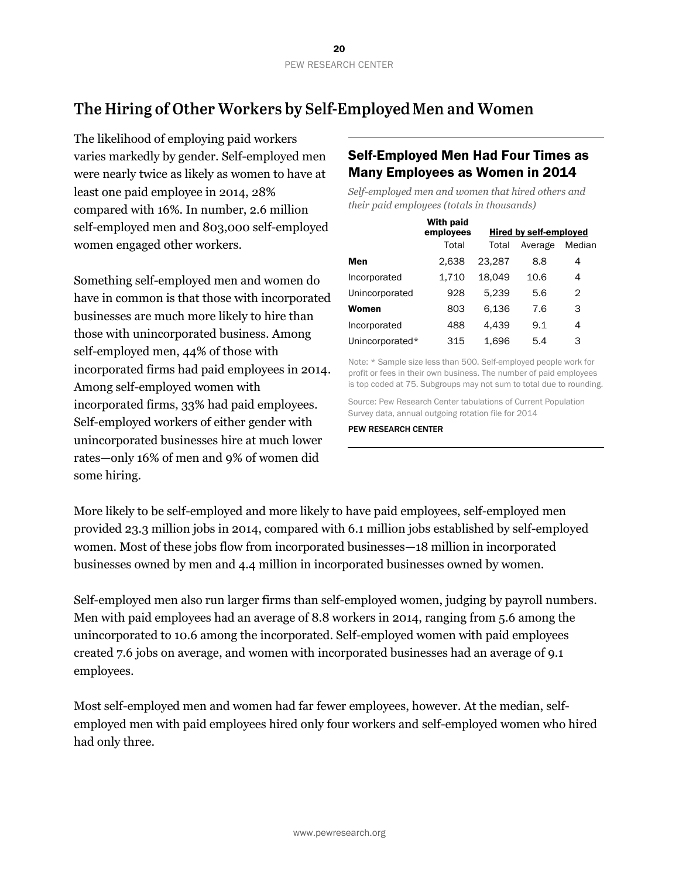## The Hiring of Other Workers by Self-Employed Men and Women

The likelihood of employing paid workers varies markedly by gender. Self-employed men were nearly twice as likely as women to have at least one paid employee in 2014, 28% compared with 16%. In number, 2.6 million self-employed men and 803,000 self-employed women engaged other workers.

Something self-employed men and women do have in common is that those with incorporated businesses are much more likely to hire than those with unincorporated business. Among self-employed men, 44% of those with incorporated firms had paid employees in 2014. Among self-employed women with incorporated firms, 33% had paid employees. Self-employed workers of either gender with unincorporated businesses hire at much lower rates—only 16% of men and 9% of women did some hiring.

### Self-Employed Men Had Four Times as Many Employees as Women in 2014

*Self-employed men and women that hired others and their paid employees (totals in thousands)*

| | With paid employees | Hired by self-employed | | |
|---|---|---|---|---|
| | Total | Total | Average | Median |
| **Men** | 2,638 | 23,287 | 8.8 | 4 |
| Incorporated | 1,710 | 18,049 | 10.6 | 4 |
| Unincorporated | 928 | 5,239 | 5.6 | 2 |
| **Women** | 803 | 6,136 | 7.6 | 3 |
| Incorporated | 488 | 4,439 | 9.1 | 4 |
| Unincorporated* | 315 | 1,696 | 5.4 | 3 |

Note: * Sample size less than 500. Self-employed people work for profit or fees in their own business. The number of paid employees is top coded at 75. Subgroups may not sum to total due to rounding.

Source: Pew Research Center tabulations of Current Population Survey data, annual outgoing rotation file for 2014

PEW RESEARCH CENTER

More likely to be self-employed and more likely to have paid employees, self-employed men provided 23.3 million jobs in 2014, compared with 6.1 million jobs established by self-employed women. Most of these jobs flow from incorporated businesses—18 million in incorporated businesses owned by men and 4.4 million in incorporated businesses owned by women.

Self-employed men also run larger firms than self-employed women, judging by payroll numbers. Men with paid employees had an average of 8.8 workers in 2014, ranging from 5.6 among the unincorporated to 10.6 among the incorporated. Self-employed women with paid employees created 7.6 jobs on average, and women with incorporated businesses had an average of 9.1 employees.

Most self-employed men and women had far fewer employees, however. At the median, self-employed men with paid employees hired only four workers and self-employed women who hired had only three.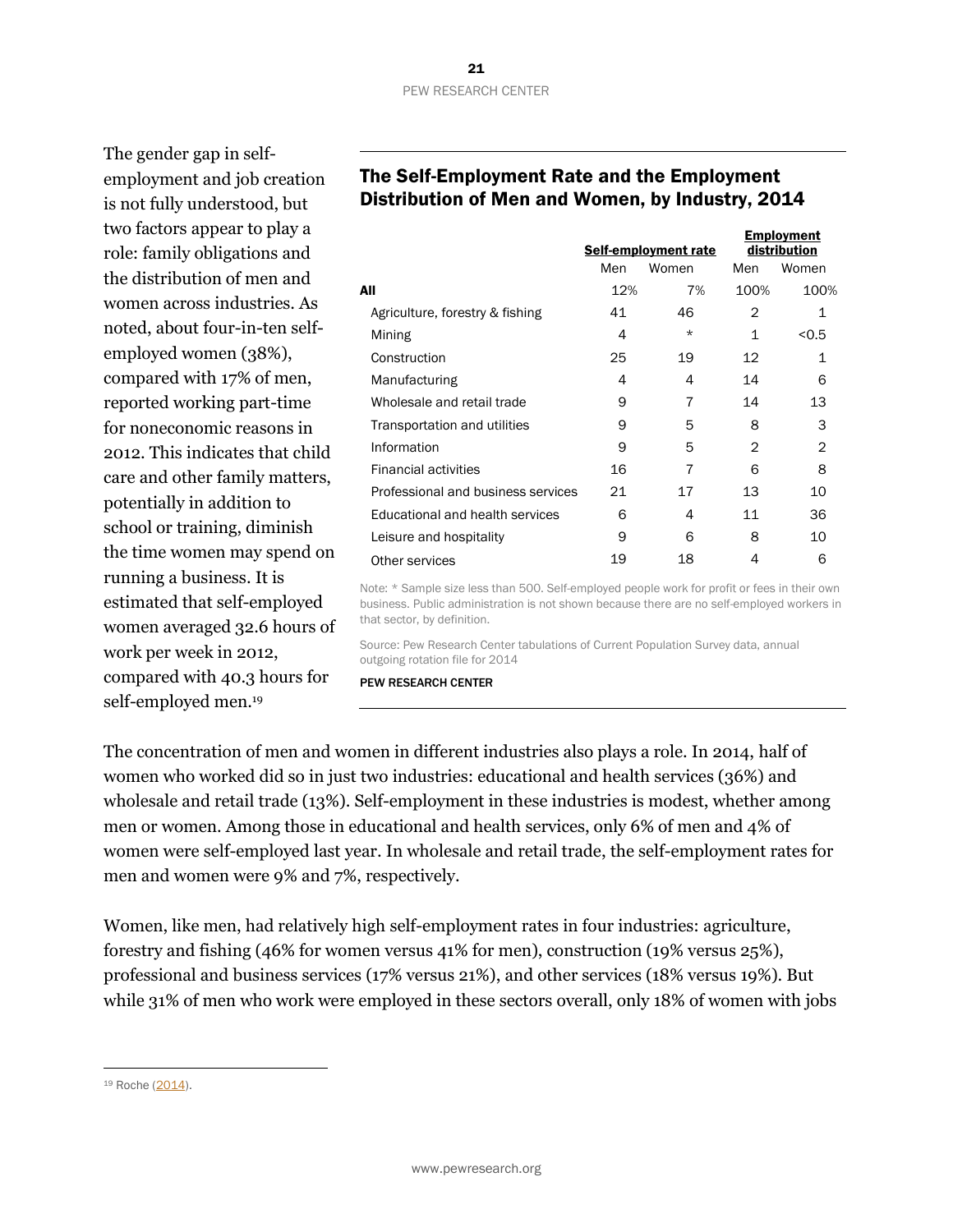The gender gap in self-employment and job creation is not fully understood, but two factors appear to play a role: family obligations and the distribution of men and women across industries. As noted, about four-in-ten self-employed women (38%), compared with 17% of men, reported working part-time for noneconomic reasons in 2012. This indicates that child care and other family matters, potentially in addition to school or training, diminish the time women may spend on running a business. It is estimated that self-employed women averaged 32.6 hours of work per week in 2012, compared with 40.3 hours for self-employed men.[19]

## The Self-Employment Rate and the Employment Distribution of Men and Women, by Industry, 2014

| | Self-employment rate | | Employment distribution | |
|---|---|---|---|---|
| | Men | Women | Men | Women |
| **All** | 12% | 7% | 100% | 100% |
| Agriculture, forestry & fishing | 41 | 46 | 2 | 1 |
| Mining | 4 | * | 1 | <0.5 |
| Construction | 25 | 19 | 12 | 1 |
| Manufacturing | 4 | 4 | 14 | 6 |
| Wholesale and retail trade | 9 | 7 | 14 | 13 |
| Transportation and utilities | 9 | 5 | 8 | 3 |
| Information | 9 | 5 | 2 | 2 |
| Financial activities | 16 | 7 | 6 | 8 |
| Professional and business services | 21 | 17 | 13 | 10 |
| Educational and health services | 6 | 4 | 11 | 36 |
| Leisure and hospitality | 9 | 6 | 8 | 10 |
| Other services | 19 | 18 | 4 | 6 |

Note: * Sample size less than 500. Self-employed people work for profit or fees in their own business. Public administration is not shown because there are no self-employed workers in that sector, by definition.

Source: Pew Research Center tabulations of Current Population Survey data, annual outgoing rotation file for 2014

PEW RESEARCH CENTER

The concentration of men and women in different industries also plays a role. In 2014, half of women who worked did so in just two industries: educational and health services (36%) and wholesale and retail trade (13%). Self-employment in these industries is modest, whether among men or women. Among those in educational and health services, only 6% of men and 4% of women were self-employed last year. In wholesale and retail trade, the self-employment rates for men and women were 9% and 7%, respectively.

Women, like men, had relatively high self-employment rates in four industries: agriculture, forestry and fishing (46% for women versus 41% for men), construction (19% versus 25%), professional and business services (17% versus 21%), and other services (18% versus 19%). But while 31% of men who work were employed in these sectors overall, only 18% of women with jobs

[19] Roche (2014).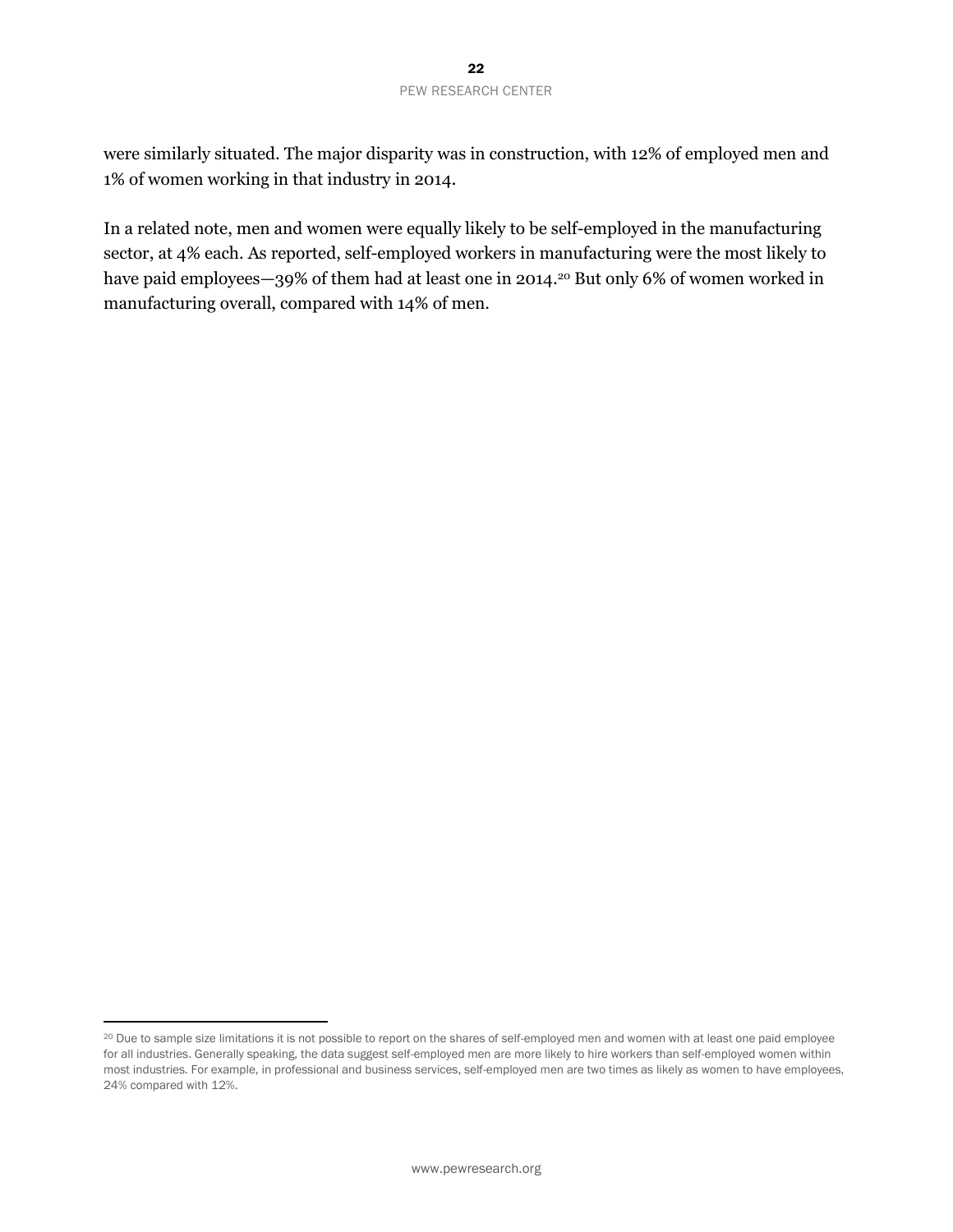were similarly situated. The major disparity was in construction, with 12% of employed men and 1% of women working in that industry in 2014.

In a related note, men and women were equally likely to be self-employed in the manufacturing sector, at 4% each. As reported, self-employed workers in manufacturing were the most likely to have paid employees—39% of them had at least one in 2014.[20] But only 6% of women worked in manufacturing overall, compared with 14% of men.

---

[20] Due to sample size limitations it is not possible to report on the shares of self-employed men and women with at least one paid employee for all industries. Generally speaking, the data suggest self-employed men are more likely to hire workers than self-employed women within most industries. For example, in professional and business services, self-employed men are two times as likely as women to have employees, 24% compared with 12%.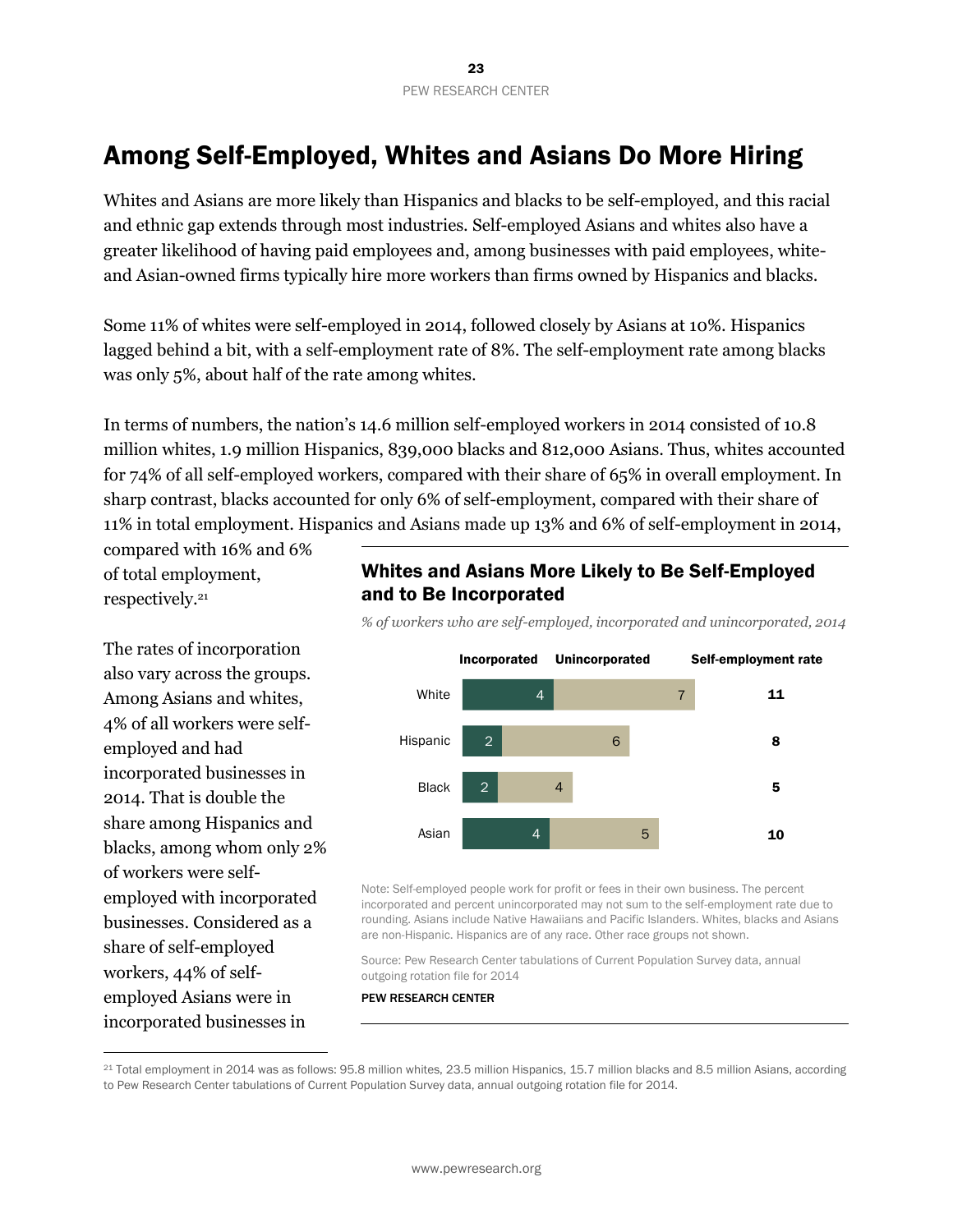# Among Self-Employed, Whites and Asians Do More Hiring

Whites and Asians are more likely than Hispanics and blacks to be self-employed, and this racial and ethnic gap extends through most industries. Self-employed Asians and whites also have a greater likelihood of having paid employees and, among businesses with paid employees, white- and Asian-owned firms typically hire more workers than firms owned by Hispanics and blacks.

Some 11% of whites were self-employed in 2014, followed closely by Asians at 10%. Hispanics lagged behind a bit, with a self-employment rate of 8%. The self-employment rate among blacks was only 5%, about half of the rate among whites.

In terms of numbers, the nation's 14.6 million self-employed workers in 2014 consisted of 10.8 million whites, 1.9 million Hispanics, 839,000 blacks and 812,000 Asians. Thus, whites accounted for 74% of all self-employed workers, compared with their share of 65% in overall employment. In sharp contrast, blacks accounted for only 6% of self-employment, compared with their share of 11% in total employment. Hispanics and Asians made up 13% and 6% of self-employment in 2014, compared with 16% and 6% of total employment, respectively.[21]

The rates of incorporation also vary across the groups. Among Asians and whites, 4% of all workers were self-employed and had incorporated businesses in 2014. That is double the share among Hispanics and blacks, among whom only 2% of workers were self-employed with incorporated businesses. Considered as a share of self-employed workers, 44% of self-employed Asians were in incorporated businesses in

## Whites and Asians More Likely to Be Self-Employed and to Be Incorporated

*% of workers who are self-employed, incorporated and unincorporated, 2014*

| | Incorporated | Unincorporated | Self-employment rate |
|---|---|---|---|
| White | 4 | 7 | **11** |
| Hispanic | 2 | 6 | **8** |
| Black | 2 | 4 | **5** |
| Asian | 4 | 5 | **10** |

Note: Self-employed people work for profit or fees in their own business. The percent incorporated and percent unincorporated may not sum to the self-employment rate due to rounding. Asians include Native Hawaiians and Pacific Islanders. Whites, blacks and Asians are non-Hispanic. Hispanics are of any race. Other race groups not shown.

Source: Pew Research Center tabulations of Current Population Survey data, annual outgoing rotation file for 2014

PEW RESEARCH CENTER

[21] Total employment in 2014 was as follows: 95.8 million whites, 23.5 million Hispanics, 15.7 million blacks and 8.5 million Asians, according to Pew Research Center tabulations of Current Population Survey data, annual outgoing rotation file for 2014.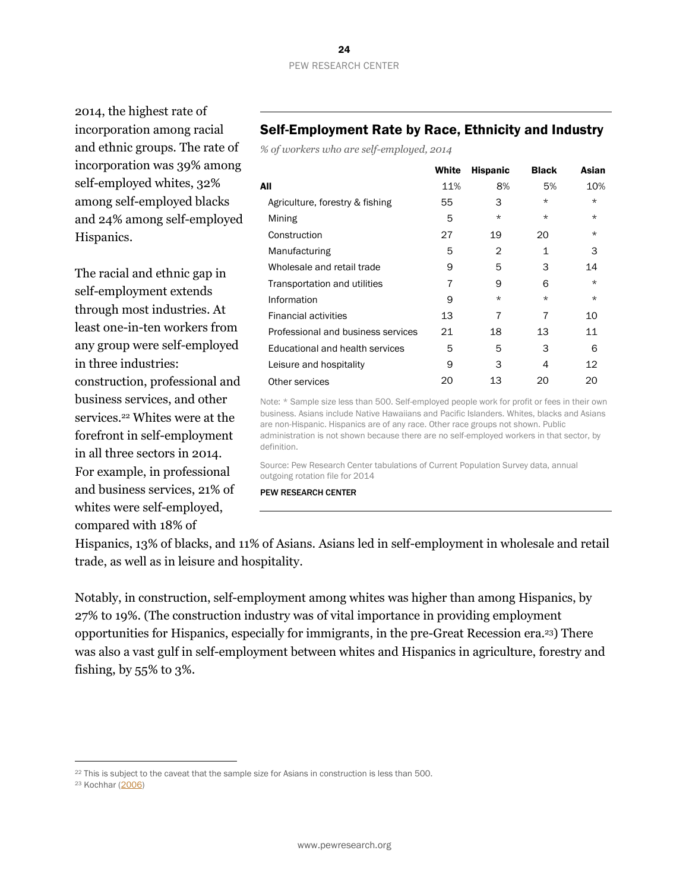2014, the highest rate of incorporation among racial and ethnic groups. The rate of incorporation was 39% among self-employed whites, 32% among self-employed blacks and 24% among self-employed Hispanics.

The racial and ethnic gap in self-employment extends through most industries. At least one-in-ten workers from any group were self-employed in three industries: construction, professional and business services, and other services.[22] Whites were at the forefront in self-employment in all three sectors in 2014. For example, in professional and business services, 21% of whites were self-employed, compared with 18% of Hispanics, 13% of blacks, and 11% of Asians. Asians led in self-employment in wholesale and retail trade, as well as in leisure and hospitality.

## Self-Employment Rate by Race, Ethnicity and Industry

*% of workers who are self-employed, 2014*

| | White | Hispanic | Black | Asian |
|---|---|---|---|---|
| **All** | 11% | 8% | 5% | 10% |
| Agriculture, forestry & fishing | 55 | 3 | * | * |
| Mining | 5 | * | * | * |
| Construction | 27 | 19 | 20 | * |
| Manufacturing | 5 | 2 | 1 | 3 |
| Wholesale and retail trade | 9 | 5 | 3 | 14 |
| Transportation and utilities | 7 | 9 | 6 | * |
| Information | 9 | * | * | * |
| Financial activities | 13 | 7 | 7 | 10 |
| Professional and business services | 21 | 18 | 13 | 11 |
| Educational and health services | 5 | 5 | 3 | 6 |
| Leisure and hospitality | 9 | 3 | 4 | 12 |
| Other services | 20 | 13 | 20 | 20 |

Note: * Sample size less than 500. Self-employed people work for profit or fees in their own business. Asians include Native Hawaiians and Pacific Islanders. Whites, blacks and Asians are non-Hispanic. Hispanics are of any race. Other race groups not shown. Public administration is not shown because there are no self-employed workers in that sector, by definition.

Source: Pew Research Center tabulations of Current Population Survey data, annual outgoing rotation file for 2014

PEW RESEARCH CENTER

Notably, in construction, self-employment among whites was higher than among Hispanics, by 27% to 19%. (The construction industry was of vital importance in providing employment opportunities for Hispanics, especially for immigrants, in the pre-Great Recession era.[23]) There was also a vast gulf in self-employment between whites and Hispanics in agriculture, forestry and fishing, by 55% to 3%.

---

[22] This is subject to the caveat that the sample size for Asians in construction is less than 500.

[23] Kochhar (2006)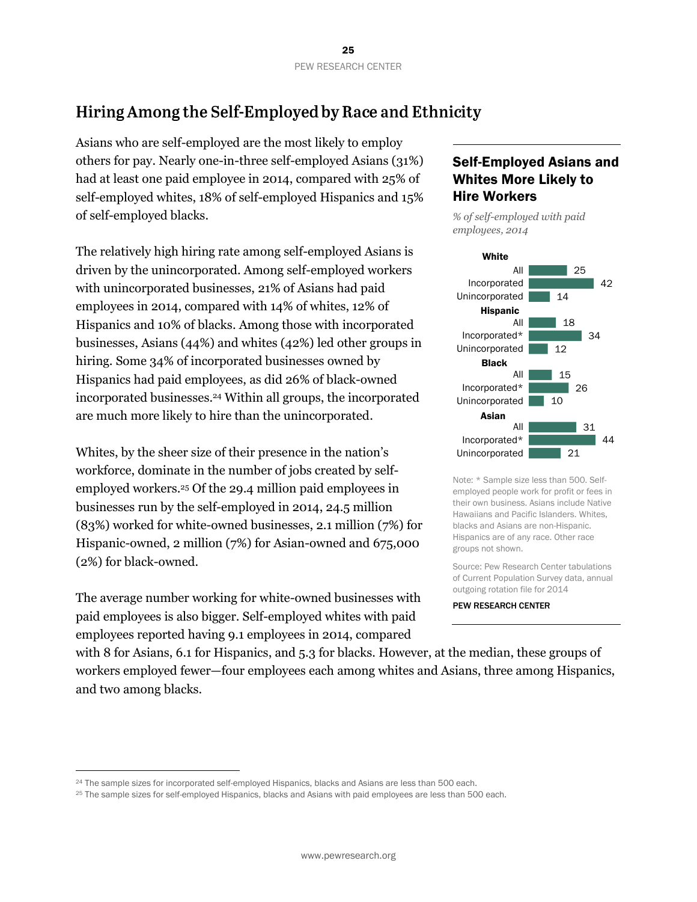## Hiring Among the Self-Employed by Race and Ethnicity

Asians who are self-employed are the most likely to employ others for pay. Nearly one-in-three self-employed Asians (31%) had at least one paid employee in 2014, compared with 25% of self-employed whites, 18% of self-employed Hispanics and 15% of self-employed blacks.

The relatively high hiring rate among self-employed Asians is driven by the unincorporated. Among self-employed workers with unincorporated businesses, 21% of Asians had paid employees in 2014, compared with 14% of whites, 12% of Hispanics and 10% of blacks. Among those with incorporated businesses, Asians (44%) and whites (42%) led other groups in hiring. Some 34% of incorporated businesses owned by Hispanics had paid employees, as did 26% of black-owned incorporated businesses.[24] Within all groups, the incorporated are much more likely to hire than the unincorporated.

Whites, by the sheer size of their presence in the nation's workforce, dominate in the number of jobs created by self-employed workers.[25] Of the 29.4 million paid employees in businesses run by the self-employed in 2014, 24.5 million (83%) worked for white-owned businesses, 2.1 million (7%) for Hispanic-owned, 2 million (7%) for Asian-owned and 675,000 (2%) for black-owned.

The average number working for white-owned businesses with paid employees is also bigger. Self-employed whites with paid employees reported having 9.1 employees in 2014, compared with 8 for Asians, 6.1 for Hispanics, and 5.3 for blacks. However, at the median, these groups of workers employed fewer—four employees each among whites and Asians, three among Hispanics, and two among blacks.

### Self-Employed Asians and Whites More Likely to Hire Workers

*% of self-employed with paid employees, 2014*

| | % |
|---|---|
| **White** | |
| All | 25 |
| Incorporated | 42 |
| Unincorporated | 14 |
| **Hispanic** | |
| All | 18 |
| Incorporated* | 34 |
| Unincorporated | 12 |
| **Black** | |
| All | 15 |
| Incorporated* | 26 |
| Unincorporated | 10 |
| **Asian** | |
| All | 31 |
| Incorporated* | 44 |
| Unincorporated | 21 |

Note: * Sample size less than 500. Self-employed people work for profit or fees in their own business. Asians include Native Hawaiians and Pacific Islanders. Whites, blacks and Asians are non-Hispanic. Hispanics are of any race. Other race groups not shown.

Source: Pew Research Center tabulations of Current Population Survey data, annual outgoing rotation file for 2014

PEW RESEARCH CENTER

---

[24] The sample sizes for incorporated self-employed Hispanics, blacks and Asians are less than 500 each.

[25] The sample sizes for self-employed Hispanics, blacks and Asians with paid employees are less than 500 each.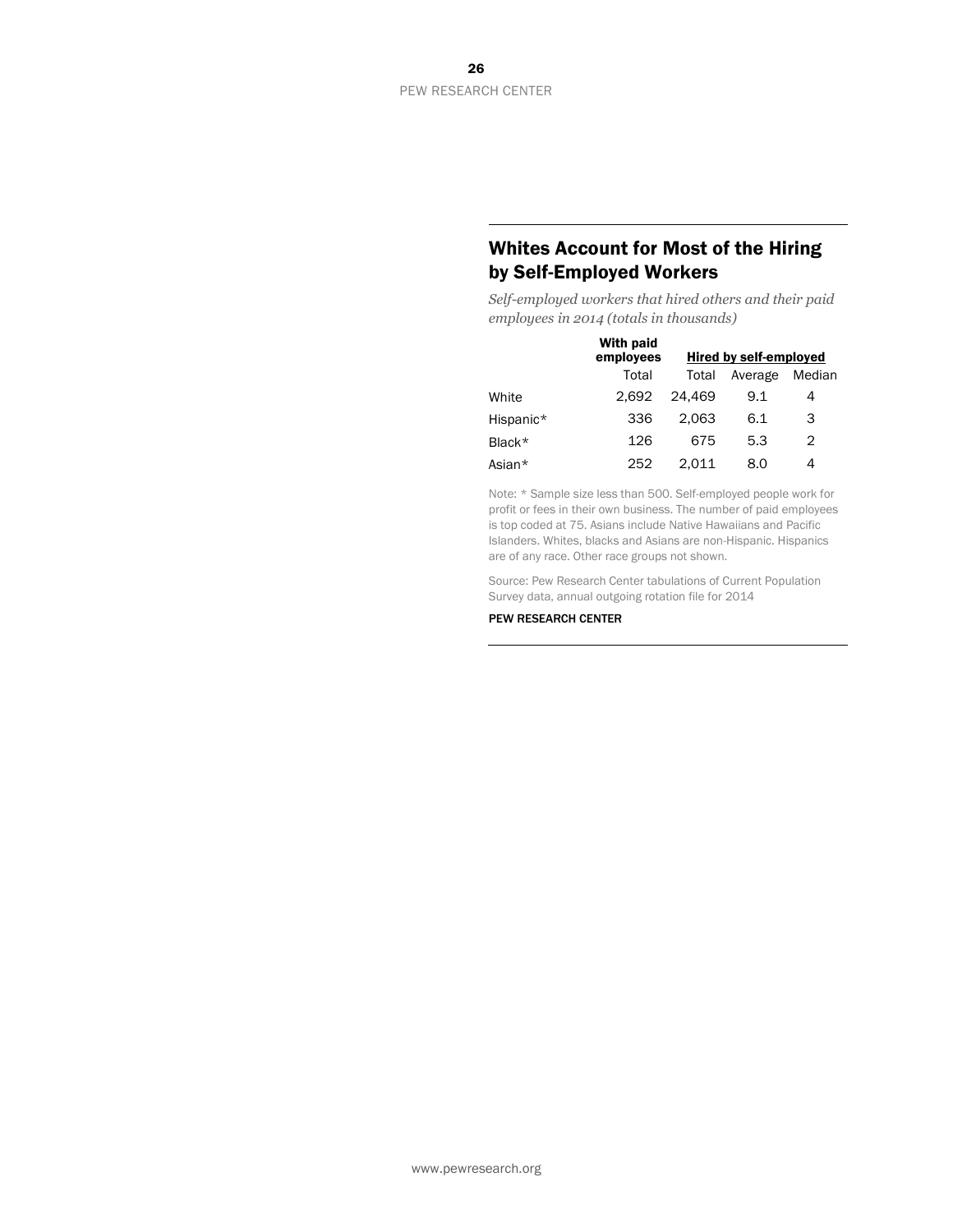## Whites Account for Most of the Hiring by Self-Employed Workers

*Self-employed workers that hired others and their paid employees in 2014 (totals in thousands)*

| | With paid employees | Hired by self-employed | | |
|---|---|---|---|---|
| | Total | Total | Average | Median |
| White | 2,692 | 24,469 | 9.1 | 4 |
| Hispanic* | 336 | 2,063 | 6.1 | 3 |
| Black* | 126 | 675 | 5.3 | 2 |
| Asian* | 252 | 2,011 | 8.0 | 4 |

Note: * Sample size less than 500. Self-employed people work for profit or fees in their own business. The number of paid employees is top coded at 75. Asians include Native Hawaiians and Pacific Islanders. Whites, blacks and Asians are non-Hispanic. Hispanics are of any race. Other race groups not shown.

Source: Pew Research Center tabulations of Current Population Survey data, annual outgoing rotation file for 2014

PEW RESEARCH CENTER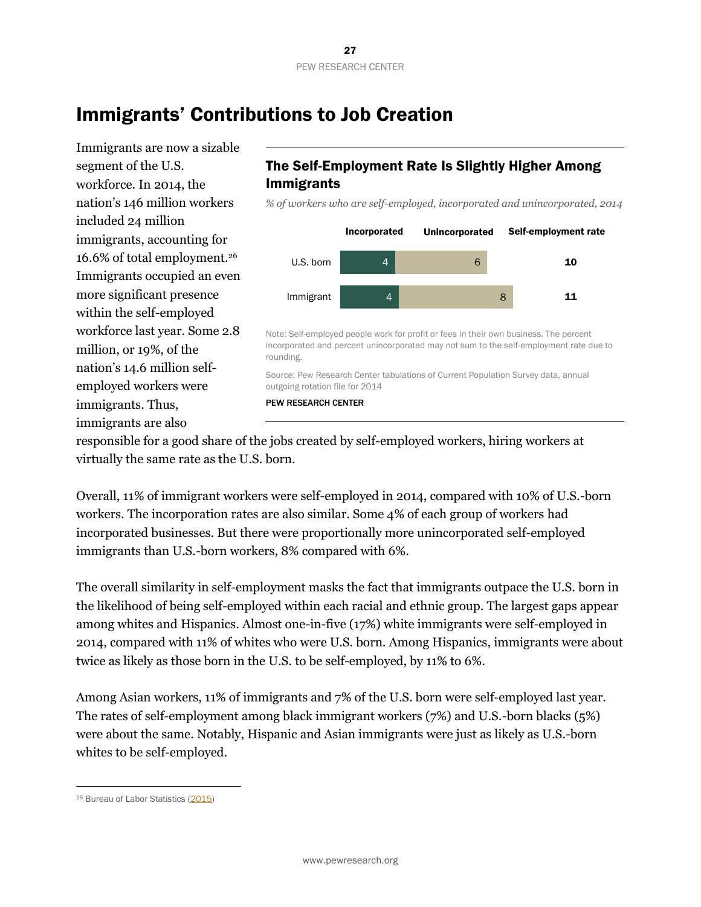# Immigrants' Contributions to Job Creation

Immigrants are now a sizable segment of the U.S. workforce. In 2014, the nation's 146 million workers included 24 million immigrants, accounting for 16.6% of total employment.[26] Immigrants occupied an even more significant presence within the self-employed workforce last year. Some 2.8 million, or 19%, of the nation's 14.6 million self-employed workers were immigrants. Thus, immigrants are also responsible for a good share of the jobs created by self-employed workers, hiring workers at virtually the same rate as the U.S. born.

## The Self-Employment Rate Is Slightly Higher Among Immigrants

*% of workers who are self-employed, incorporated and unincorporated, 2014*

| | Incorporated | Unincorporated | Self-employment rate |
|---|---|---|---|
| U.S. born | 4 | 6 | **10** |
| Immigrant | 4 | 8 | **11** |

Note: Self-employed people work for profit or fees in their own business. The percent incorporated and percent unincorporated may not sum to the self-employment rate due to rounding.

Source: Pew Research Center tabulations of Current Population Survey data, annual outgoing rotation file for 2014

PEW RESEARCH CENTER

Overall, 11% of immigrant workers were self-employed in 2014, compared with 10% of U.S.-born workers. The incorporation rates are also similar. Some 4% of each group of workers had incorporated businesses. But there were proportionally more unincorporated self-employed immigrants than U.S.-born workers, 8% compared with 6%.

The overall similarity in self-employment masks the fact that immigrants outpace the U.S. born in the likelihood of being self-employed within each racial and ethnic group. The largest gaps appear among whites and Hispanics. Almost one-in-five (17%) white immigrants were self-employed in 2014, compared with 11% of whites who were U.S. born. Among Hispanics, immigrants were about twice as likely as those born in the U.S. to be self-employed, by 11% to 6%.

Among Asian workers, 11% of immigrants and 7% of the U.S. born were self-employed last year. The rates of self-employment among black immigrant workers (7%) and U.S.-born blacks (5%) were about the same. Notably, Hispanic and Asian immigrants were just as likely as U.S.-born whites to be self-employed.

[26] Bureau of Labor Statistics (2015)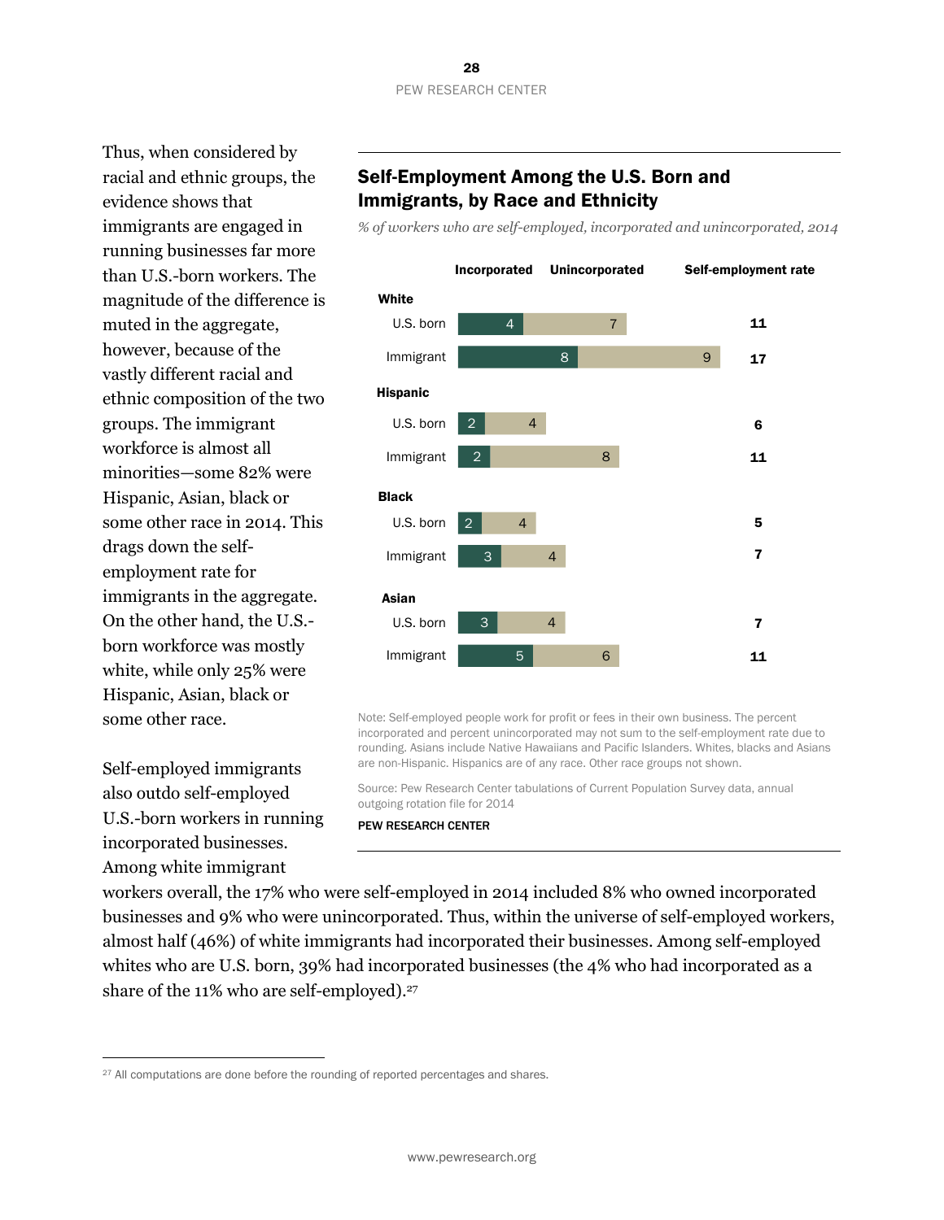Thus, when considered by racial and ethnic groups, the evidence shows that immigrants are engaged in running businesses far more than U.S.-born workers. The magnitude of the difference is muted in the aggregate, however, because of the vastly different racial and ethnic composition of the two groups. The immigrant workforce is almost all minorities—some 82% were Hispanic, Asian, black or some other race in 2014. This drags down the self-employment rate for immigrants in the aggregate. On the other hand, the U.S.-born workforce was mostly white, while only 25% were Hispanic, Asian, black or some other race.

Self-employed immigrants also outdo self-employed U.S.-born workers in running incorporated businesses. Among white immigrant workers overall, the 17% who were self-employed in 2014 included 8% who owned incorporated businesses and 9% who were unincorporated. Thus, within the universe of self-employed workers, almost half (46%) of white immigrants had incorporated their businesses. Among self-employed whites who are U.S. born, 39% had incorporated businesses (the 4% who had incorporated as a share of the 11% who are self-employed).[27]

## Self-Employment Among the U.S. Born and Immigrants, by Race and Ethnicity

*% of workers who are self-employed, incorporated and unincorporated, 2014*

| | Incorporated | Unincorporated | Self-employment rate |
|---|---|---|---|
| **White** | | | |
| U.S. born | 4 | 7 | **11** |
| Immigrant | 8 | 9 | **17** |
| **Hispanic** | | | |
| U.S. born | 2 | 4 | **6** |
| Immigrant | 2 | 8 | **11** |
| **Black** | | | |
| U.S. born | 2 | 4 | **5** |
| Immigrant | 3 | 4 | **7** |
| **Asian** | | | |
| U.S. born | 3 | 4 | **7** |
| Immigrant | 5 | 6 | **11** |

Note: Self-employed people work for profit or fees in their own business. The percent incorporated and percent unincorporated may not sum to the self-employment rate due to rounding. Asians include Native Hawaiians and Pacific Islanders. Whites, blacks and Asians are non-Hispanic. Hispanics are of any race. Other race groups not shown.

Source: Pew Research Center tabulations of Current Population Survey data, annual outgoing rotation file for 2014

PEW RESEARCH CENTER

[27] All computations are done before the rounding of reported percentages and shares.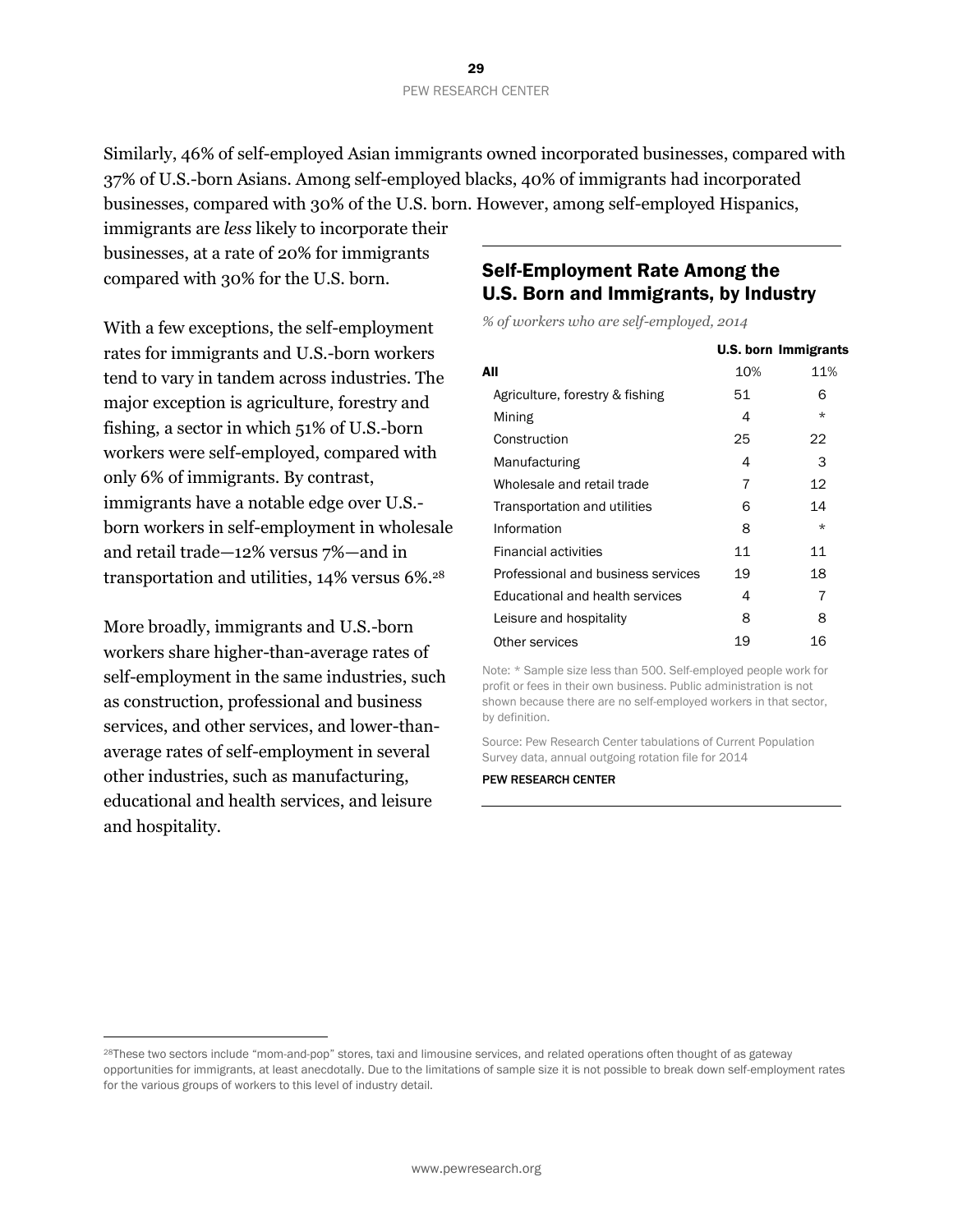Similarly, 46% of self-employed Asian immigrants owned incorporated businesses, compared with 37% of U.S.-born Asians. Among self-employed blacks, 40% of immigrants had incorporated businesses, compared with 30% of the U.S. born. However, among self-employed Hispanics, immigrants are *less* likely to incorporate their businesses, at a rate of 20% for immigrants compared with 30% for the U.S. born.

With a few exceptions, the self-employment rates for immigrants and U.S.-born workers tend to vary in tandem across industries. The major exception is agriculture, forestry and fishing, a sector in which 51% of U.S.-born workers were self-employed, compared with only 6% of immigrants. By contrast, immigrants have a notable edge over U.S.-born workers in self-employment in wholesale and retail trade—12% versus 7%—and in transportation and utilities, 14% versus 6%.[28]

More broadly, immigrants and U.S.-born workers share higher-than-average rates of self-employment in the same industries, such as construction, professional and business services, and other services, and lower-than-average rates of self-employment in several other industries, such as manufacturing, educational and health services, and leisure and hospitality.

## Self-Employment Rate Among the U.S. Born and Immigrants, by Industry

*% of workers who are self-employed, 2014*

| | U.S. born | Immigrants |
|---|---|---|
| **All** | 10% | 11% |
| Agriculture, forestry & fishing | 51 | 6 |
| Mining | 4 | * |
| Construction | 25 | 22 |
| Manufacturing | 4 | 3 |
| Wholesale and retail trade | 7 | 12 |
| Transportation and utilities | 6 | 14 |
| Information | 8 | * |
| Financial activities | 11 | 11 |
| Professional and business services | 19 | 18 |
| Educational and health services | 4 | 7 |
| Leisure and hospitality | 8 | 8 |
| Other services | 19 | 16 |

Note: * Sample size less than 500. Self-employed people work for profit or fees in their own business. Public administration is not shown because there are no self-employed workers in that sector, by definition.

Source: Pew Research Center tabulations of Current Population Survey data, annual outgoing rotation file for 2014

PEW RESEARCH CENTER

[28] These two sectors include "mom-and-pop" stores, taxi and limousine services, and related operations often thought of as gateway opportunities for immigrants, at least anecdotally. Due to the limitations of sample size it is not possible to break down self-employment rates for the various groups of workers to this level of industry detail.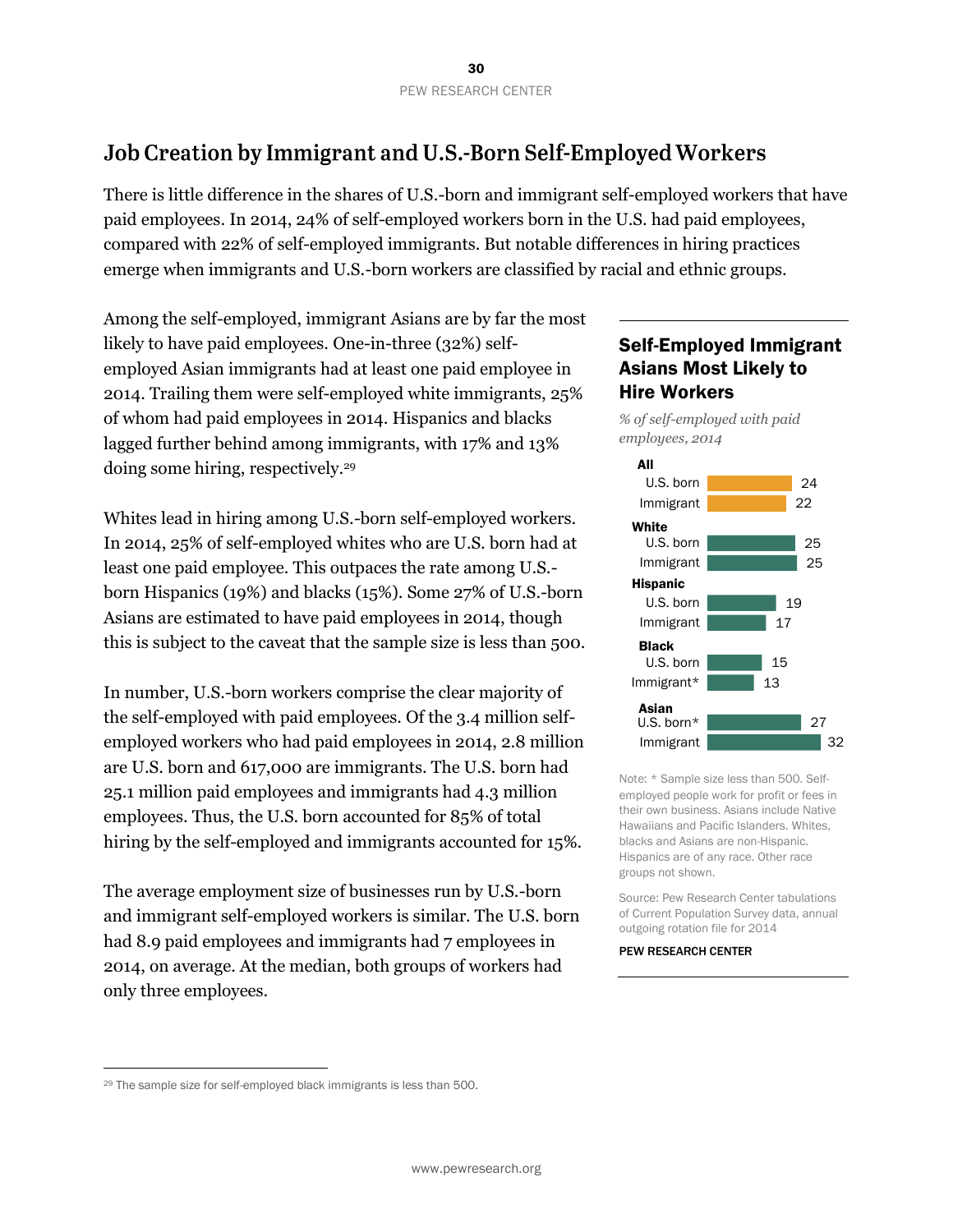# Job Creation by Immigrant and U.S.-Born Self-Employed Workers

There is little difference in the shares of U.S.-born and immigrant self-employed workers that have paid employees. In 2014, 24% of self-employed workers born in the U.S. had paid employees, compared with 22% of self-employed immigrants. But notable differences in hiring practices emerge when immigrants and U.S.-born workers are classified by racial and ethnic groups.

Among the self-employed, immigrant Asians are by far the most likely to have paid employees. One-in-three (32%) self-employed Asian immigrants had at least one paid employee in 2014. Trailing them were self-employed white immigrants, 25% of whom had paid employees in 2014. Hispanics and blacks lagged further behind among immigrants, with 17% and 13% doing some hiring, respectively.[29]

Whites lead in hiring among U.S.-born self-employed workers. In 2014, 25% of self-employed whites who are U.S. born had at least one paid employee. This outpaces the rate among U.S.-born Hispanics (19%) and blacks (15%). Some 27% of U.S.-born Asians are estimated to have paid employees in 2014, though this is subject to the caveat that the sample size is less than 500.

In number, U.S.-born workers comprise the clear majority of the self-employed with paid employees. Of the 3.4 million self-employed workers who had paid employees in 2014, 2.8 million are U.S. born and 617,000 are immigrants. The U.S. born had 25.1 million paid employees and immigrants had 4.3 million employees. Thus, the U.S. born accounted for 85% of total hiring by the self-employed and immigrants accounted for 15%.

The average employment size of businesses run by U.S.-born and immigrant self-employed workers is similar. The U.S. born had 8.9 paid employees and immigrants had 7 employees in 2014, on average. At the median, both groups of workers had only three employees.

## Self-Employed Immigrant Asians Most Likely to Hire Workers

*% of self-employed with paid employees, 2014*

| Group | % |
|---|---|
| **All** | |
| U.S. born | 24 |
| Immigrant | 22 |
| **White** | |
| U.S. born | 25 |
| Immigrant | 25 |
| **Hispanic** | |
| U.S. born | 19 |
| Immigrant | 17 |
| **Black** | |
| U.S. born | 15 |
| Immigrant* | 13 |
| **Asian** | |
| U.S. born* | 27 |
| Immigrant | 32 |

Note: * Sample size less than 500. Self-employed people work for profit or fees in their own business. Asians include Native Hawaiians and Pacific Islanders. Whites, blacks and Asians are non-Hispanic. Hispanics are of any race. Other race groups not shown.

Source: Pew Research Center tabulations of Current Population Survey data, annual outgoing rotation file for 2014

PEW RESEARCH CENTER

[29] The sample size for self-employed black immigrants is less than 500.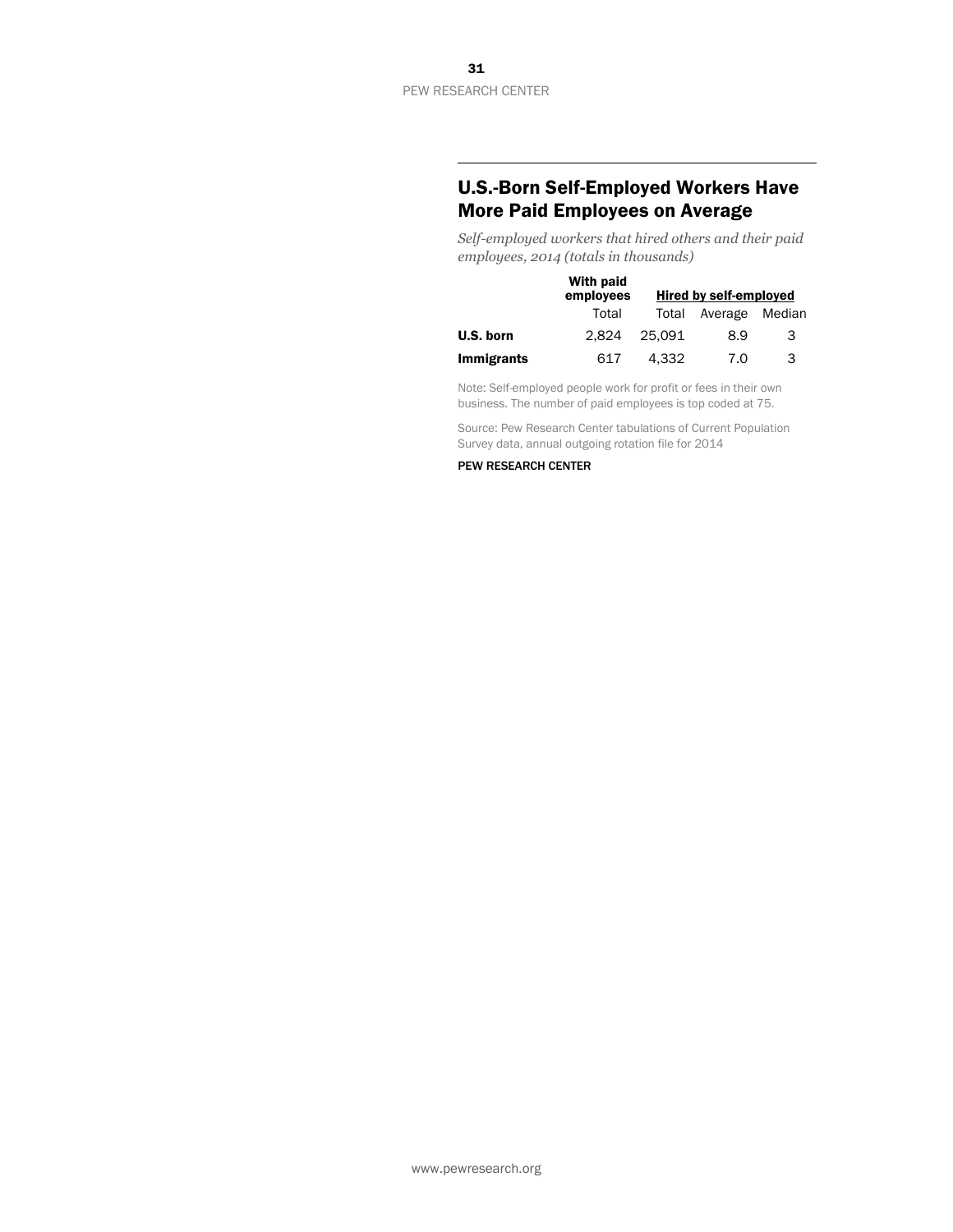## U.S.-Born Self-Employed Workers Have More Paid Employees on Average

*Self-employed workers that hired others and their paid employees, 2014 (totals in thousands)*

| | With paid employees | Hired by self-employed | | |
|---|---|---|---|---|
| | Total | Total | Average | Median |
| **U.S. born** | 2,824 | 25,091 | 8.9 | 3 |
| **Immigrants** | 617 | 4,332 | 7.0 | 3 |

Note: Self-employed people work for profit or fees in their own business. The number of paid employees is top coded at 75.

Source: Pew Research Center tabulations of Current Population Survey data, annual outgoing rotation file for 2014

PEW RESEARCH CENTER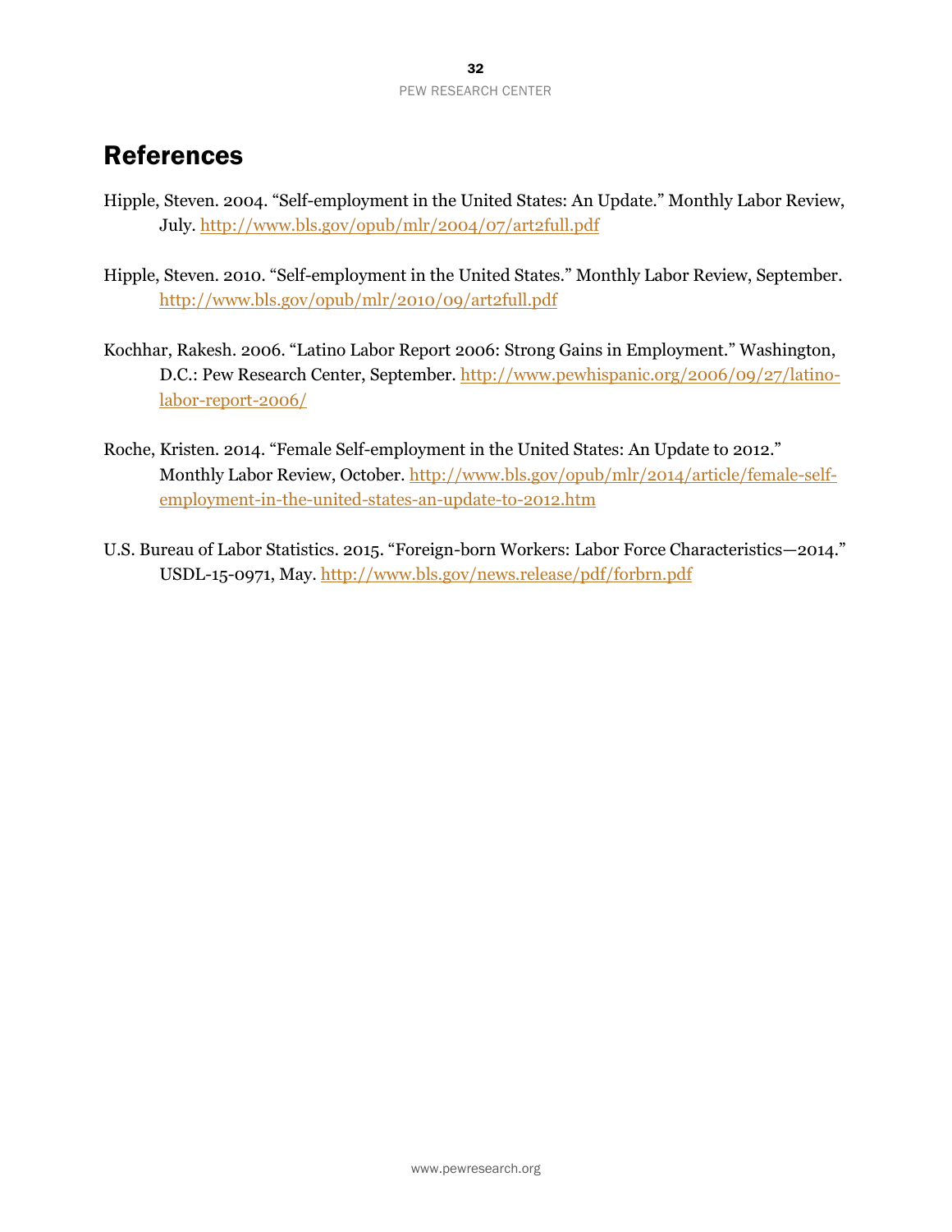## References

Hipple, Steven. 2004. “Self-employment in the United States: An Update.” Monthly Labor Review, July. http://www.bls.gov/opub/mlr/2004/07/art2full.pdf

Hipple, Steven. 2010. “Self-employment in the United States.” Monthly Labor Review, September. http://www.bls.gov/opub/mlr/2010/09/art2full.pdf

Kochhar, Rakesh. 2006. “Latino Labor Report 2006: Strong Gains in Employment.” Washington, D.C.: Pew Research Center, September. http://www.pewhispanic.org/2006/09/27/latino-labor-report-2006/

Roche, Kristen. 2014. “Female Self-employment in the United States: An Update to 2012.” Monthly Labor Review, October. http://www.bls.gov/opub/mlr/2014/article/female-self-employment-in-the-united-states-an-update-to-2012.htm

U.S. Bureau of Labor Statistics. 2015. “Foreign-born Workers: Labor Force Characteristics—2014.” USDL-15-0971, May. http://www.bls.gov/news.release/pdf/forbrn.pdf